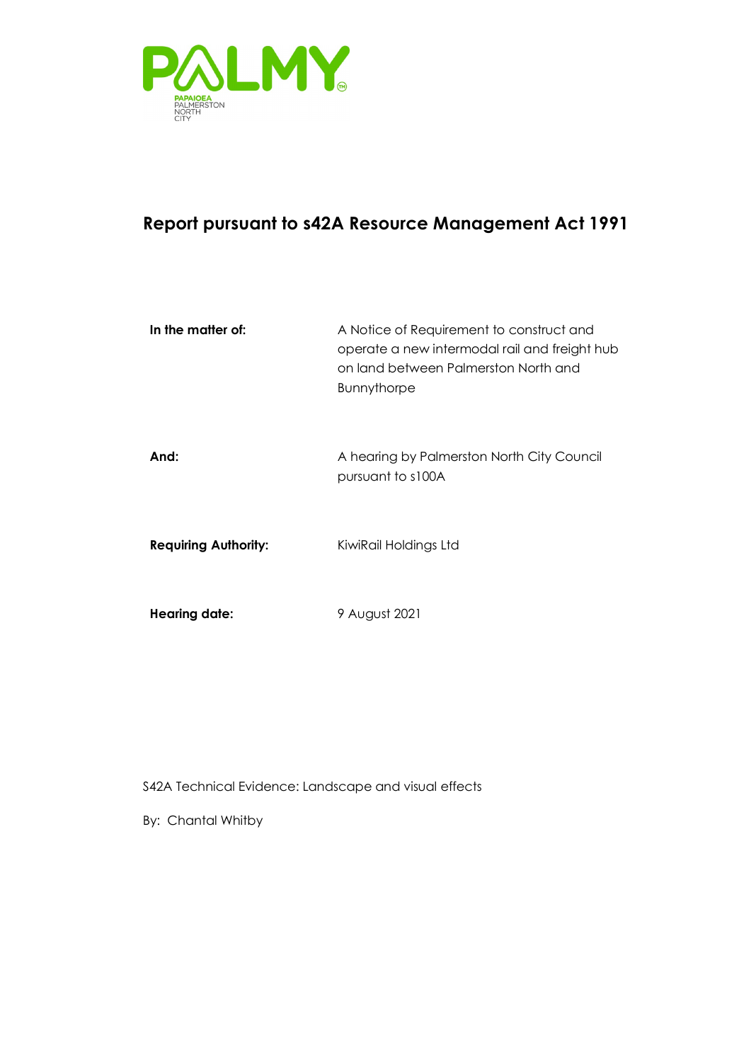PALMY

PAPAIOEA
PALMERSTON
NORTH
CITY

# Report pursuant to s42A Resource Management Act 1991

| | |
|---|---|
| **In the matter of:** | A Notice of Requirement to construct and operate a new intermodal rail and freight hub on land between Palmerston North and Bunnythorpe |
| **And:** | A hearing by Palmerston North City Council pursuant to s100A |
| **Requiring Authority:** | KiwiRail Holdings Ltd |
| **Hearing date:** | 9 August 2021 |

S42A Technical Evidence: Landscape and visual effects

By: Chantal Whitby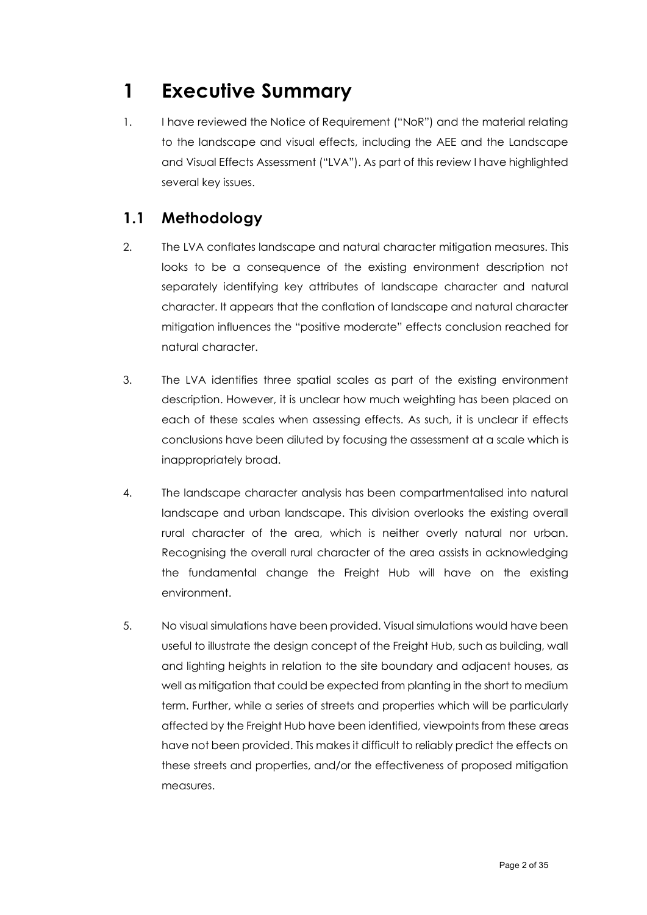# 1 Executive Summary

1. I have reviewed the Notice of Requirement ("NoR") and the material relating to the landscape and visual effects, including the AEE and the Landscape and Visual Effects Assessment ("LVA"). As part of this review I have highlighted several key issues.

## 1.1 Methodology

2. The LVA conflates landscape and natural character mitigation measures. This looks to be a consequence of the existing environment description not separately identifying key attributes of landscape character and natural character. It appears that the conflation of landscape and natural character mitigation influences the "positive moderate" effects conclusion reached for natural character.

3. The LVA identifies three spatial scales as part of the existing environment description. However, it is unclear how much weighting has been placed on each of these scales when assessing effects. As such, it is unclear if effects conclusions have been diluted by focusing the assessment at a scale which is inappropriately broad.

4. The landscape character analysis has been compartmentalised into natural landscape and urban landscape. This division overlooks the existing overall rural character of the area, which is neither overly natural nor urban. Recognising the overall rural character of the area assists in acknowledging the fundamental change the Freight Hub will have on the existing environment.

5. No visual simulations have been provided. Visual simulations would have been useful to illustrate the design concept of the Freight Hub, such as building, wall and lighting heights in relation to the site boundary and adjacent houses, as well as mitigation that could be expected from planting in the short to medium term. Further, while a series of streets and properties which will be particularly affected by the Freight Hub have been identified, viewpoints from these areas have not been provided. This makes it difficult to reliably predict the effects on these streets and properties, and/or the effectiveness of proposed mitigation measures.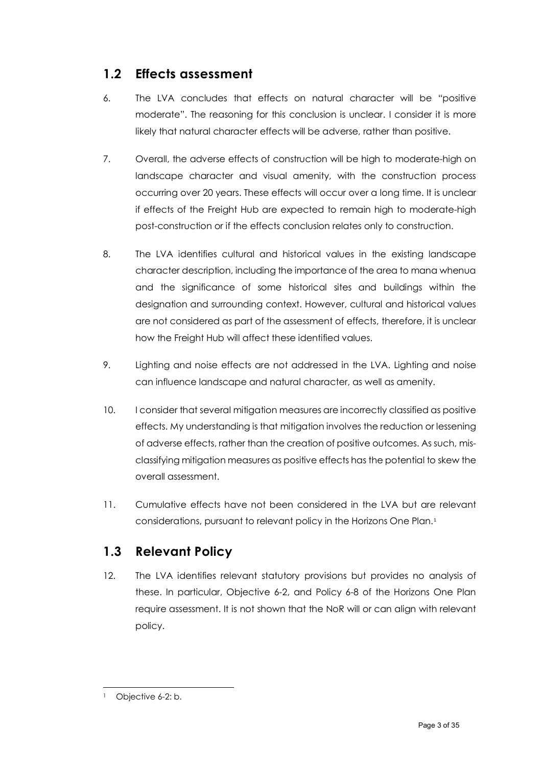## 1.2 Effects assessment

6. The LVA concludes that effects on natural character will be "positive moderate". The reasoning for this conclusion is unclear. I consider it is more likely that natural character effects will be adverse, rather than positive.

7. Overall, the adverse effects of construction will be high to moderate-high on landscape character and visual amenity, with the construction process occurring over 20 years. These effects will occur over a long time. It is unclear if effects of the Freight Hub are expected to remain high to moderate-high post-construction or if the effects conclusion relates only to construction.

8. The LVA identifies cultural and historical values in the existing landscape character description, including the importance of the area to mana whenua and the significance of some historical sites and buildings within the designation and surrounding context. However, cultural and historical values are not considered as part of the assessment of effects, therefore, it is unclear how the Freight Hub will affect these identified values.

9. Lighting and noise effects are not addressed in the LVA. Lighting and noise can influence landscape and natural character, as well as amenity.

10. I consider that several mitigation measures are incorrectly classified as positive effects. My understanding is that mitigation involves the reduction or lessening of adverse effects, rather than the creation of positive outcomes. As such, mis-classifying mitigation measures as positive effects has the potential to skew the overall assessment.

11. Cumulative effects have not been considered in the LVA but are relevant considerations, pursuant to relevant policy in the Horizons One Plan.[1]

## 1.3 Relevant Policy

12. The LVA identifies relevant statutory provisions but provides no analysis of these. In particular, Objective 6-2, and Policy 6-8 of the Horizons One Plan require assessment. It is not shown that the NoR will or can align with relevant policy.

---

[1] Objective 6-2: b.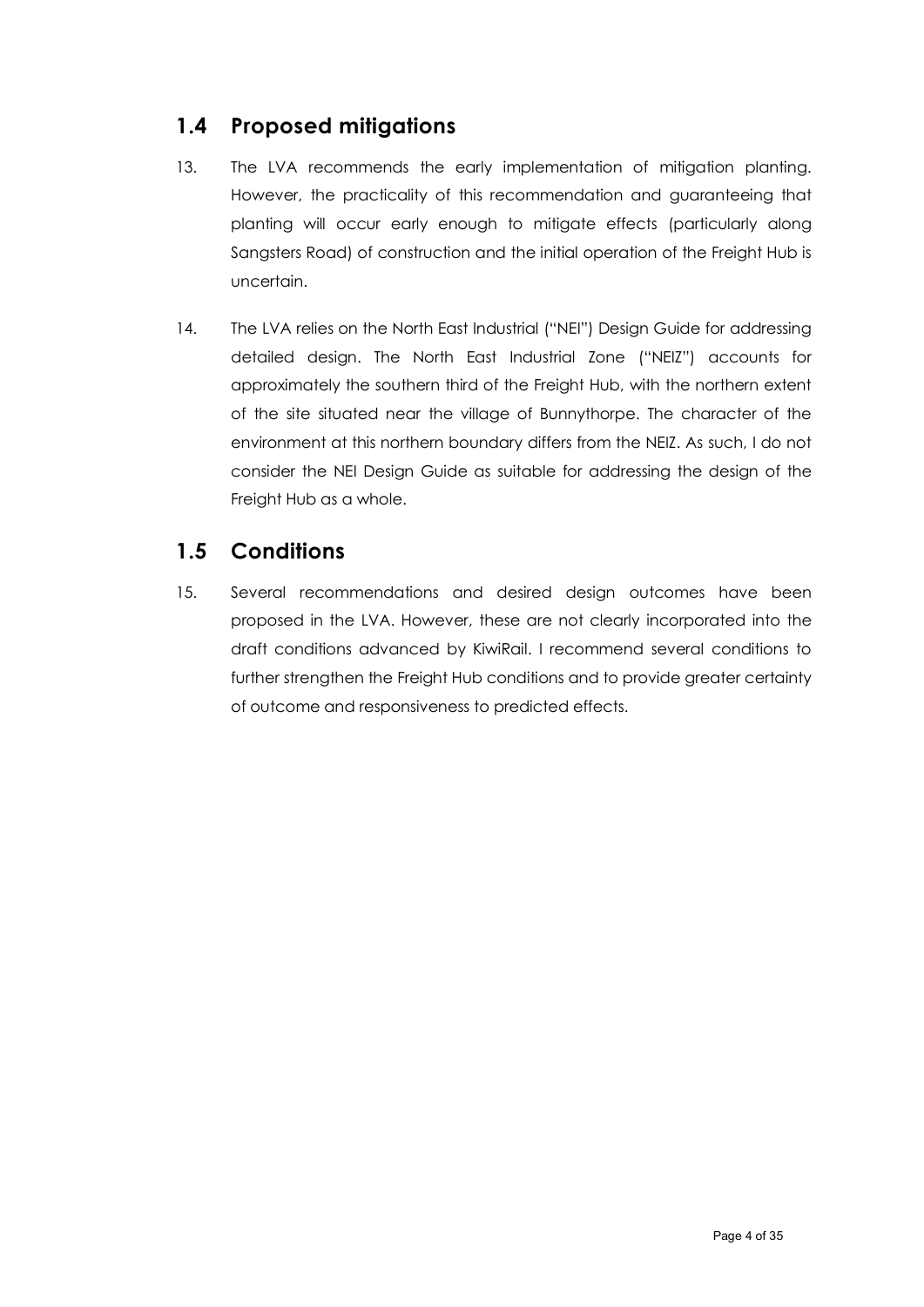## 1.4 Proposed mitigations

13. The LVA recommends the early implementation of mitigation planting. However, the practicality of this recommendation and guaranteeing that planting will occur early enough to mitigate effects (particularly along Sangsters Road) of construction and the initial operation of the Freight Hub is uncertain.

14. The LVA relies on the North East Industrial ("NEI") Design Guide for addressing detailed design. The North East Industrial Zone ("NEIZ") accounts for approximately the southern third of the Freight Hub, with the northern extent of the site situated near the village of Bunnythorpe. The character of the environment at this northern boundary differs from the NEIZ. As such, I do not consider the NEI Design Guide as suitable for addressing the design of the Freight Hub as a whole.

## 1.5 Conditions

15. Several recommendations and desired design outcomes have been proposed in the LVA. However, these are not clearly incorporated into the draft conditions advanced by KiwiRail. I recommend several conditions to further strengthen the Freight Hub conditions and to provide greater certainty of outcome and responsiveness to predicted effects.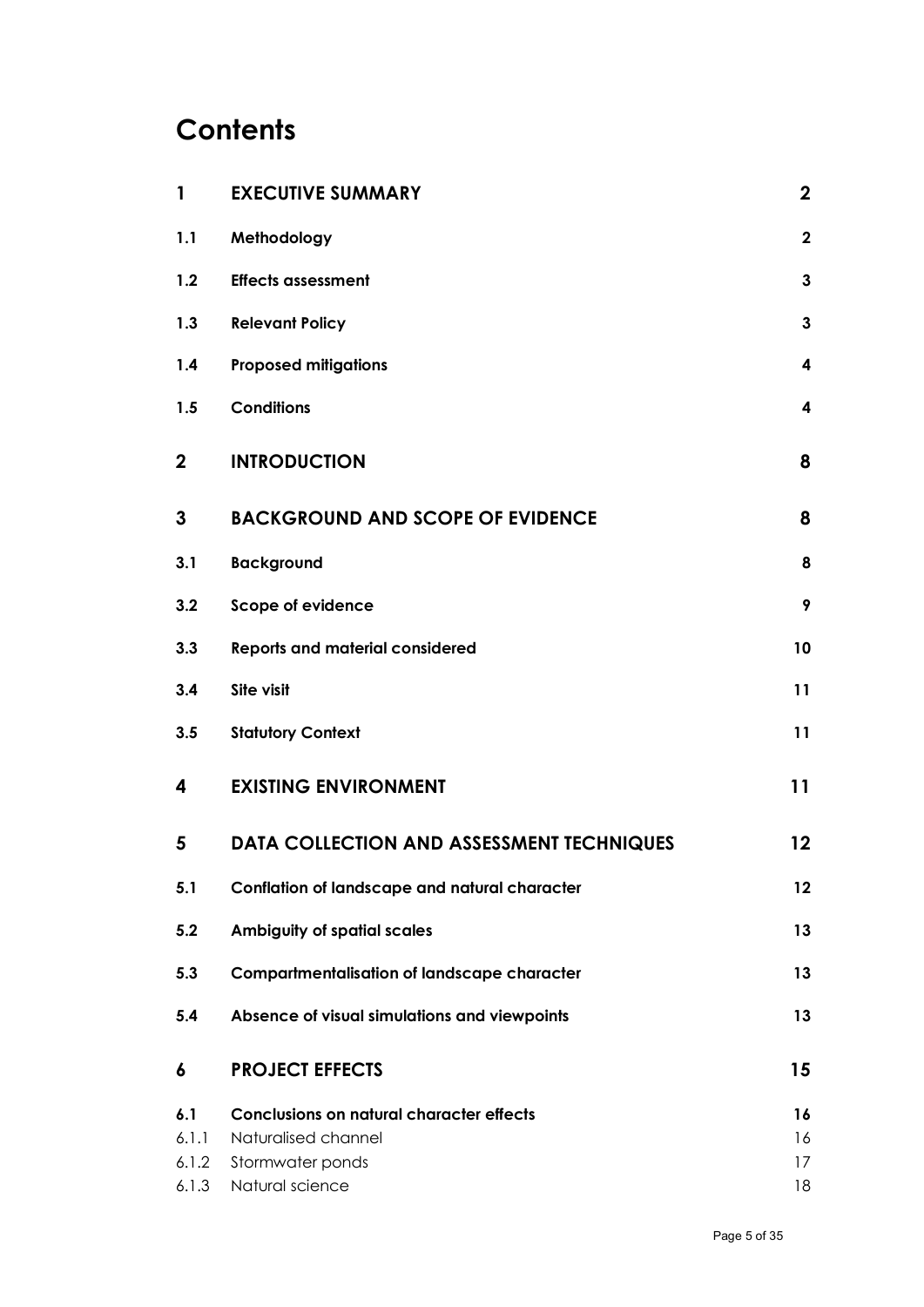# Contents

| | | |
|---|---|---|
| **1** | **EXECUTIVE SUMMARY** | **2** |
| **1.1** | **Methodology** | **2** |
| **1.2** | **Effects assessment** | **3** |
| **1.3** | **Relevant Policy** | **3** |
| **1.4** | **Proposed mitigations** | **4** |
| **1.5** | **Conditions** | **4** |
| **2** | **INTRODUCTION** | **8** |
| **3** | **BACKGROUND AND SCOPE OF EVIDENCE** | **8** |
| **3.1** | **Background** | **8** |
| **3.2** | **Scope of evidence** | **9** |
| **3.3** | **Reports and material considered** | **10** |
| **3.4** | **Site visit** | **11** |
| **3.5** | **Statutory Context** | **11** |
| **4** | **EXISTING ENVIRONMENT** | **11** |
| **5** | **DATA COLLECTION AND ASSESSMENT TECHNIQUES** | **12** |
| **5.1** | **Conflation of landscape and natural character** | **12** |
| **5.2** | **Ambiguity of spatial scales** | **13** |
| **5.3** | **Compartmentalisation of landscape character** | **13** |
| **5.4** | **Absence of visual simulations and viewpoints** | **13** |
| **6** | **PROJECT EFFECTS** | **15** |
| **6.1** | **Conclusions on natural character effects** | **16** |
| 6.1.1 | Naturalised channel | 16 |
| 6.1.2 | Stormwater ponds | 17 |
| 6.1.3 | Natural science | 18 |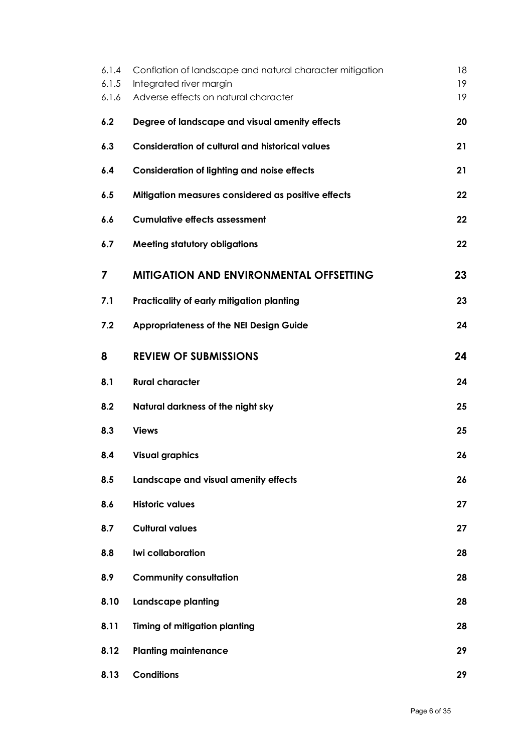| | | |
|---|---|---|
| 6.1.4 | Conflation of landscape and natural character mitigation | 18 |
| 6.1.5 | Integrated river margin | 19 |
| 6.1.6 | Adverse effects on natural character | 19 |
| **6.2** | **Degree of landscape and visual amenity effects** | **20** |
| **6.3** | **Consideration of cultural and historical values** | **21** |
| **6.4** | **Consideration of lighting and noise effects** | **21** |
| **6.5** | **Mitigation measures considered as positive effects** | **22** |
| **6.6** | **Cumulative effects assessment** | **22** |
| **6.7** | **Meeting statutory obligations** | **22** |
| **7** | **MITIGATION AND ENVIRONMENTAL OFFSETTING** | **23** |
| **7.1** | **Practicality of early mitigation planting** | **23** |
| **7.2** | **Appropriateness of the NEI Design Guide** | **24** |
| **8** | **REVIEW OF SUBMISSIONS** | **24** |
| **8.1** | **Rural character** | **24** |
| **8.2** | **Natural darkness of the night sky** | **25** |
| **8.3** | **Views** | **25** |
| **8.4** | **Visual graphics** | **26** |
| **8.5** | **Landscape and visual amenity effects** | **26** |
| **8.6** | **Historic values** | **27** |
| **8.7** | **Cultural values** | **27** |
| **8.8** | **Iwi collaboration** | **28** |
| **8.9** | **Community consultation** | **28** |
| **8.10** | **Landscape planting** | **28** |
| **8.11** | **Timing of mitigation planting** | **28** |
| **8.12** | **Planting maintenance** | **29** |
| **8.13** | **Conditions** | **29** |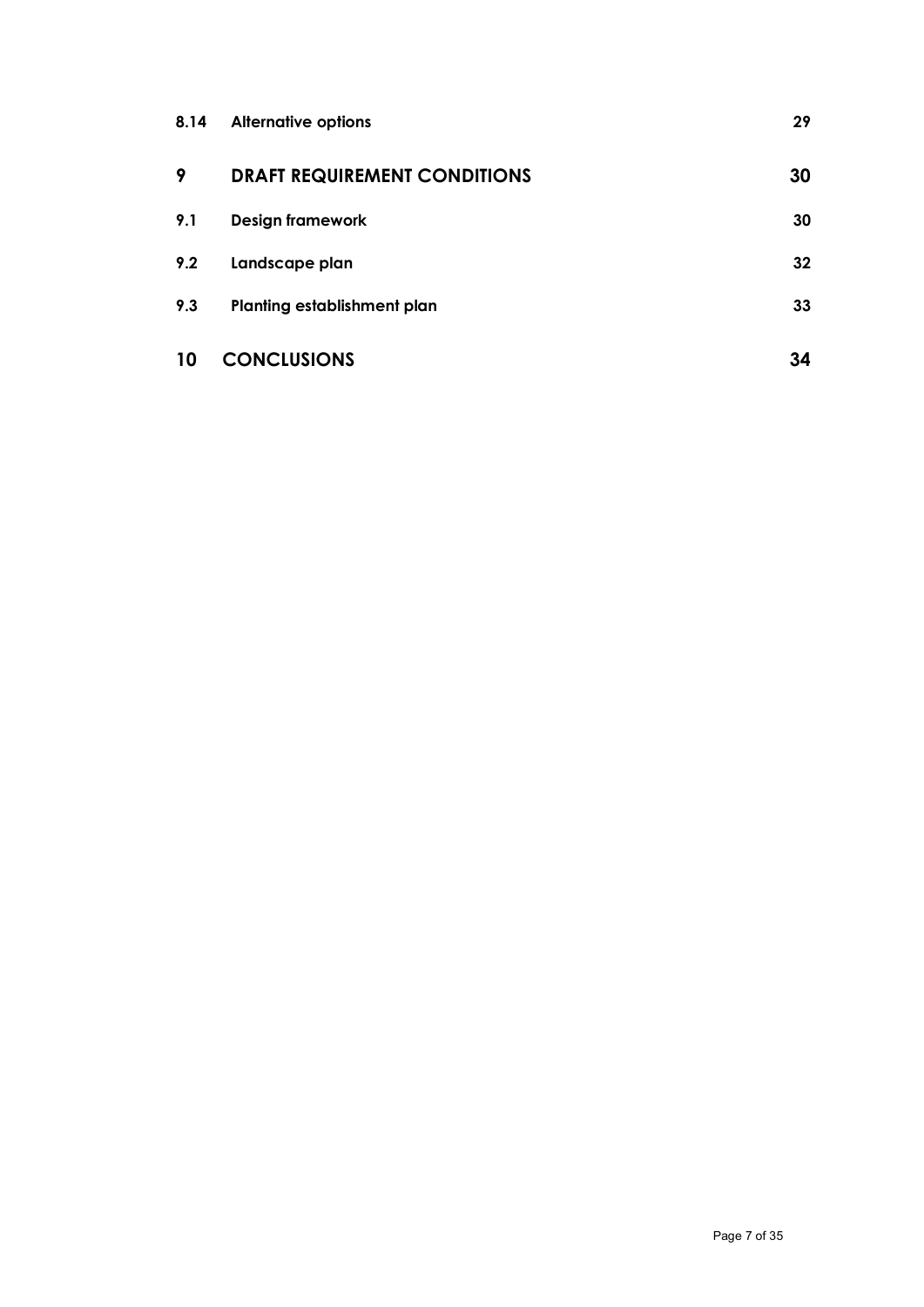| | | |
|---|---|---|
| **8.14** | **Alternative options** | **29** |
| **9** | **DRAFT REQUIREMENT CONDITIONS** | **30** |
| **9.1** | **Design framework** | **30** |
| **9.2** | **Landscape plan** | **32** |
| **9.3** | **Planting establishment plan** | **33** |
| **10** | **CONCLUSIONS** | **34** |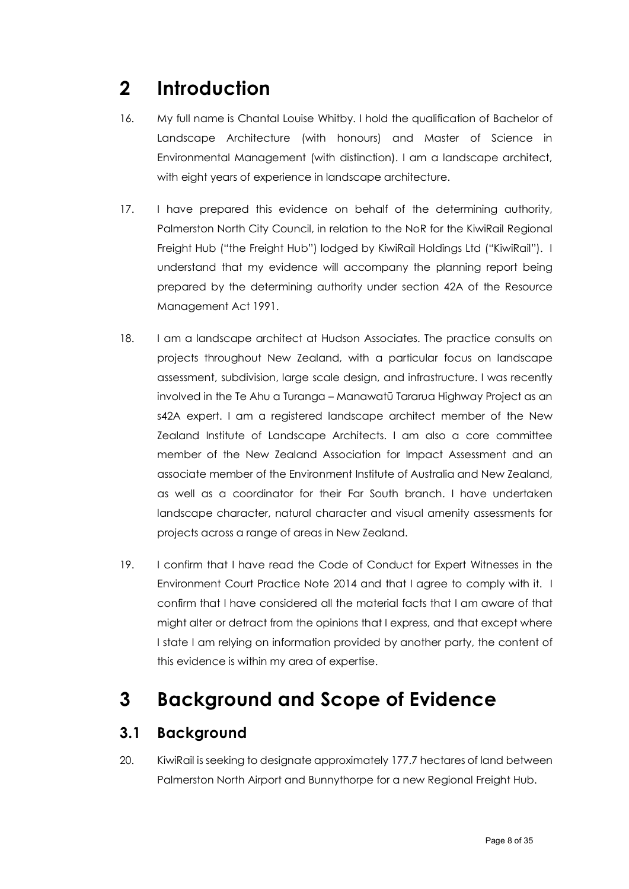# 2 Introduction

16. My full name is Chantal Louise Whitby. I hold the qualification of Bachelor of Landscape Architecture (with honours) and Master of Science in Environmental Management (with distinction). I am a landscape architect, with eight years of experience in landscape architecture.

17. I have prepared this evidence on behalf of the determining authority, Palmerston North City Council, in relation to the NoR for the KiwiRail Regional Freight Hub ("the Freight Hub") lodged by KiwiRail Holdings Ltd ("KiwiRail"). I understand that my evidence will accompany the planning report being prepared by the determining authority under section 42A of the Resource Management Act 1991.

18. I am a landscape architect at Hudson Associates. The practice consults on projects throughout New Zealand, with a particular focus on landscape assessment, subdivision, large scale design, and infrastructure. I was recently involved in the Te Ahu a Turanga – Manawatū Tararua Highway Project as an s42A expert. I am a registered landscape architect member of the New Zealand Institute of Landscape Architects. I am also a core committee member of the New Zealand Association for Impact Assessment and an associate member of the Environment Institute of Australia and New Zealand, as well as a coordinator for their Far South branch. I have undertaken landscape character, natural character and visual amenity assessments for projects across a range of areas in New Zealand.

19. I confirm that I have read the Code of Conduct for Expert Witnesses in the Environment Court Practice Note 2014 and that I agree to comply with it. I confirm that I have considered all the material facts that I am aware of that might alter or detract from the opinions that I express, and that except where I state I am relying on information provided by another party, the content of this evidence is within my area of expertise.

# 3 Background and Scope of Evidence

## 3.1 Background

20. KiwiRail is seeking to designate approximately 177.7 hectares of land between Palmerston North Airport and Bunnythorpe for a new Regional Freight Hub.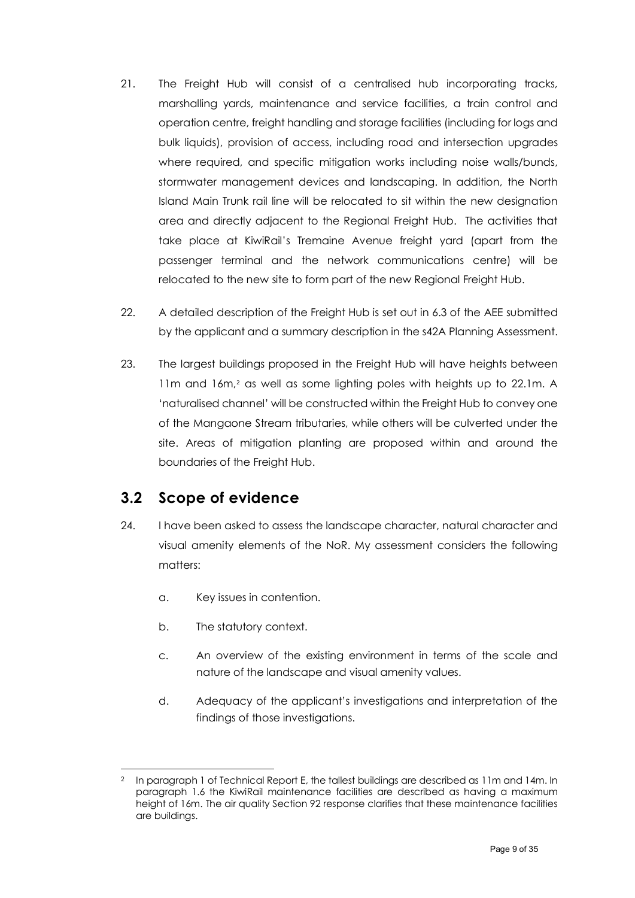21. The Freight Hub will consist of a centralised hub incorporating tracks, marshalling yards, maintenance and service facilities, a train control and operation centre, freight handling and storage facilities (including for logs and bulk liquids), provision of access, including road and intersection upgrades where required, and specific mitigation works including noise walls/bunds, stormwater management devices and landscaping. In addition, the North Island Main Trunk rail line will be relocated to sit within the new designation area and directly adjacent to the Regional Freight Hub. The activities that take place at KiwiRail's Tremaine Avenue freight yard (apart from the passenger terminal and the network communications centre) will be relocated to the new site to form part of the new Regional Freight Hub.

22. A detailed description of the Freight Hub is set out in 6.3 of the AEE submitted by the applicant and a summary description in the s42A Planning Assessment.

23. The largest buildings proposed in the Freight Hub will have heights between 11m and 16m,[2] as well as some lighting poles with heights up to 22.1m. A 'naturalised channel' will be constructed within the Freight Hub to convey one of the Mangaone Stream tributaries, while others will be culverted under the site. Areas of mitigation planting are proposed within and around the boundaries of the Freight Hub.

## 3.2 Scope of evidence

24. I have been asked to assess the landscape character, natural character and visual amenity elements of the NoR. My assessment considers the following matters:

    a. Key issues in contention.

    b. The statutory context.

    c. An overview of the existing environment in terms of the scale and nature of the landscape and visual amenity values.

    d. Adequacy of the applicant's investigations and interpretation of the findings of those investigations.

---

[2] In paragraph 1 of Technical Report E, the tallest buildings are described as 11m and 14m. In paragraph 1.6 the KiwiRail maintenance facilities are described as having a maximum height of 16m. The air quality Section 92 response clarifies that these maintenance facilities are buildings.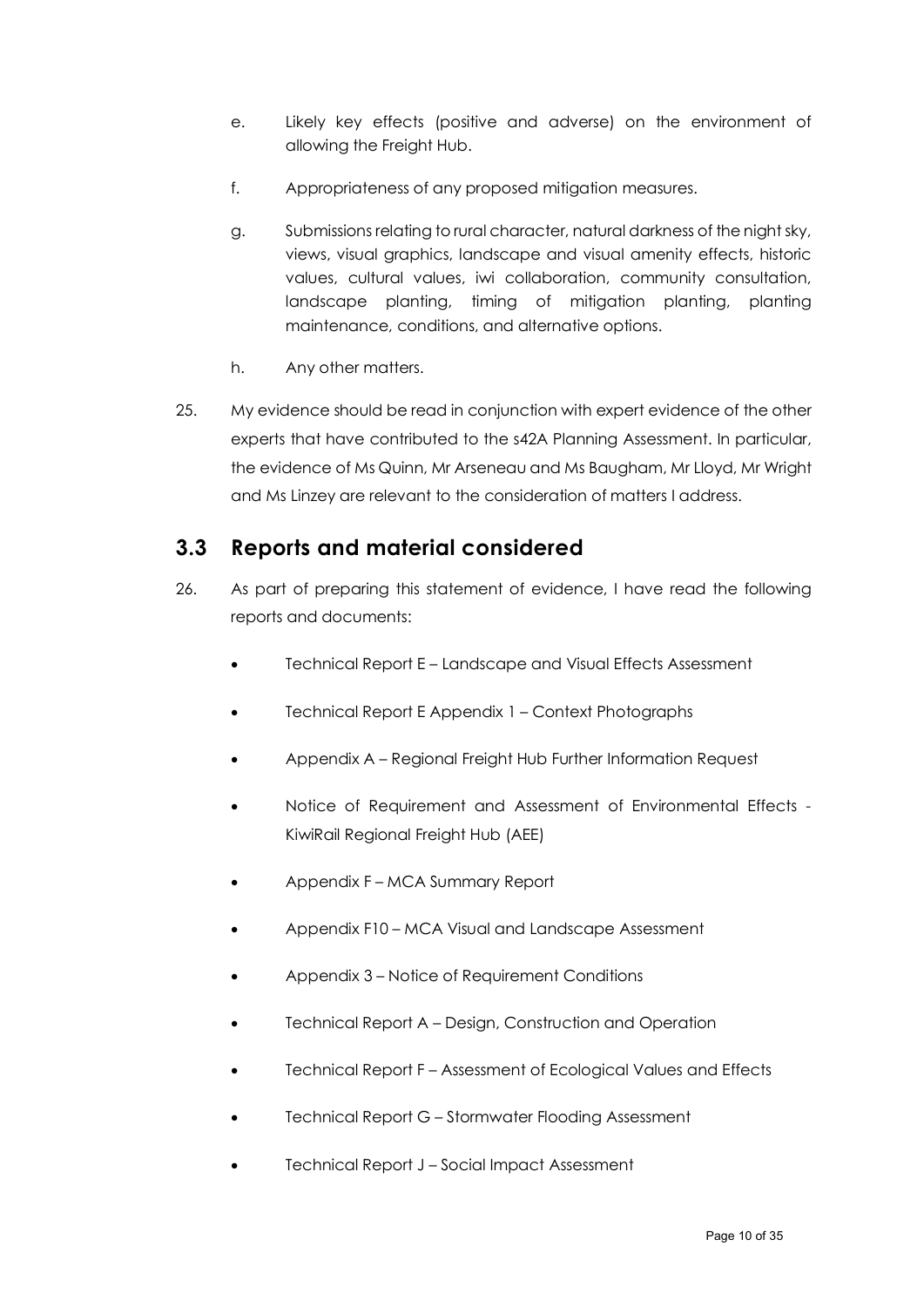e. Likely key effects (positive and adverse) on the environment of allowing the Freight Hub.

f. Appropriateness of any proposed mitigation measures.

g. Submissions relating to rural character, natural darkness of the night sky, views, visual graphics, landscape and visual amenity effects, historic values, cultural values, iwi collaboration, community consultation, landscape planting, timing of mitigation planting, planting maintenance, conditions, and alternative options.

h. Any other matters.

25. My evidence should be read in conjunction with expert evidence of the other experts that have contributed to the s42A Planning Assessment. In particular, the evidence of Ms Quinn, Mr Arseneau and Ms Baugham, Mr Lloyd, Mr Wright and Ms Linzey are relevant to the consideration of matters I address.

## 3.3 Reports and material considered

26. As part of preparing this statement of evidence, I have read the following reports and documents:

- Technical Report E – Landscape and Visual Effects Assessment
- Technical Report E Appendix 1 – Context Photographs
- Appendix A – Regional Freight Hub Further Information Request
- Notice of Requirement and Assessment of Environmental Effects - KiwiRail Regional Freight Hub (AEE)
- Appendix F – MCA Summary Report
- Appendix F10 – MCA Visual and Landscape Assessment
- Appendix 3 – Notice of Requirement Conditions
- Technical Report A – Design, Construction and Operation
- Technical Report F – Assessment of Ecological Values and Effects
- Technical Report G – Stormwater Flooding Assessment
- Technical Report J – Social Impact Assessment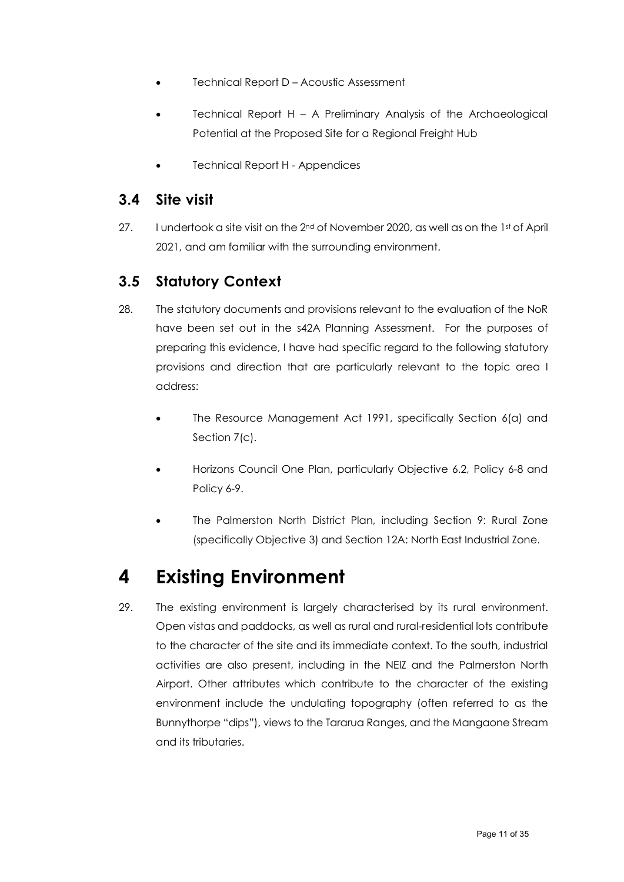- Technical Report D – Acoustic Assessment
- Technical Report H – A Preliminary Analysis of the Archaeological Potential at the Proposed Site for a Regional Freight Hub
- Technical Report H - Appendices

## 3.4 Site visit

27. I undertook a site visit on the 2nd of November 2020, as well as on the 1st of April 2021, and am familiar with the surrounding environment.

## 3.5 Statutory Context

28. The statutory documents and provisions relevant to the evaluation of the NoR have been set out in the s42A Planning Assessment. For the purposes of preparing this evidence, I have had specific regard to the following statutory provisions and direction that are particularly relevant to the topic area I address:

    - The Resource Management Act 1991, specifically Section 6(a) and Section 7(c).
    - Horizons Council One Plan, particularly Objective 6.2, Policy 6-8 and Policy 6-9.
    - The Palmerston North District Plan, including Section 9: Rural Zone (specifically Objective 3) and Section 12A: North East Industrial Zone.

# 4 Existing Environment

29. The existing environment is largely characterised by its rural environment. Open vistas and paddocks, as well as rural and rural-residential lots contribute to the character of the site and its immediate context. To the south, industrial activities are also present, including in the NEIZ and the Palmerston North Airport. Other attributes which contribute to the character of the existing environment include the undulating topography (often referred to as the Bunnythorpe "dips"), views to the Tararua Ranges, and the Mangaone Stream and its tributaries.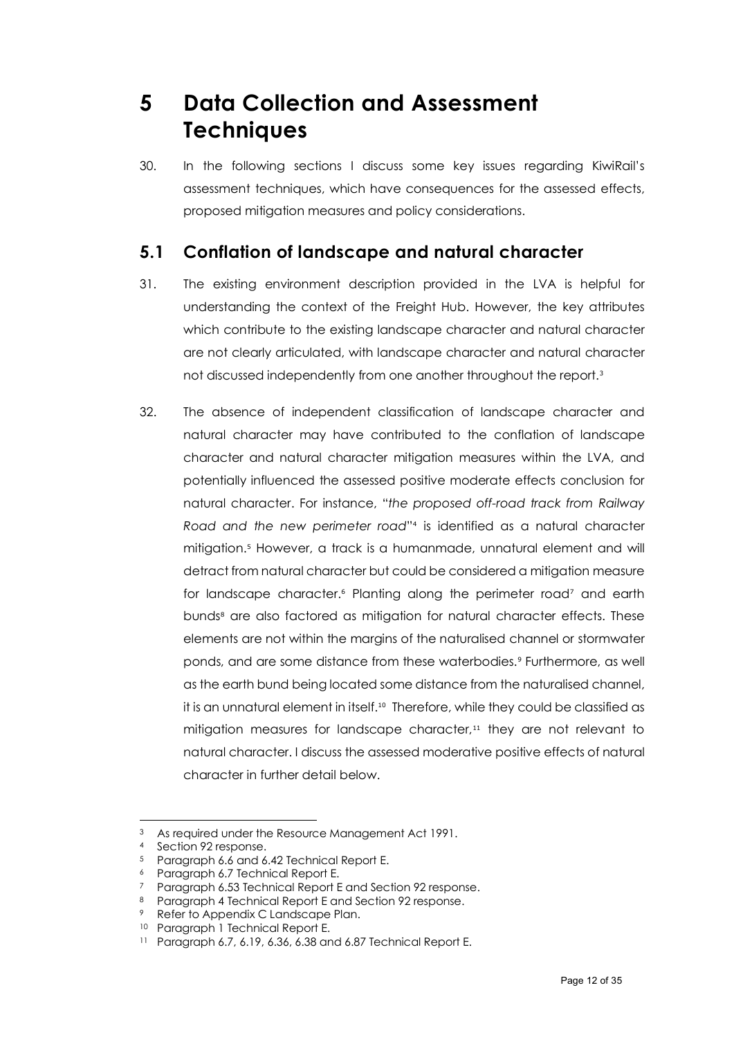# 5 Data Collection and Assessment Techniques

30. In the following sections I discuss some key issues regarding KiwiRail's assessment techniques, which have consequences for the assessed effects, proposed mitigation measures and policy considerations.

## 5.1 Conflation of landscape and natural character

31. The existing environment description provided in the LVA is helpful for understanding the context of the Freight Hub. However, the key attributes which contribute to the existing landscape character and natural character are not clearly articulated, with landscape character and natural character not discussed independently from one another throughout the report.[3]

32. The absence of independent classification of landscape character and natural character may have contributed to the conflation of landscape character and natural character mitigation measures within the LVA, and potentially influenced the assessed positive moderate effects conclusion for natural character. For instance, "*the proposed off-road track from Railway Road and the new perimeter road*"[4] is identified as a natural character mitigation.[5] However, a track is a humanmade, unnatural element and will detract from natural character but could be considered a mitigation measure for landscape character.[6] Planting along the perimeter road[7] and earth bunds[8] are also factored as mitigation for natural character effects. These elements are not within the margins of the naturalised channel or stormwater ponds, and are some distance from these waterbodies.[9] Furthermore, as well as the earth bund being located some distance from the naturalised channel, it is an unnatural element in itself.[10] Therefore, while they could be classified as mitigation measures for landscape character,[11] they are not relevant to natural character. I discuss the assessed moderative positive effects of natural character in further detail below.

---

[3] As required under the Resource Management Act 1991.

[4] Section 92 response.

[5] Paragraph 6.6 and 6.42 Technical Report E.

[6] Paragraph 6.7 Technical Report E.

[7] Paragraph 6.53 Technical Report E and Section 92 response.

[8] Paragraph 4 Technical Report E and Section 92 response.

[9] Refer to Appendix C Landscape Plan.

[10] Paragraph 1 Technical Report E.

[11] Paragraph 6.7, 6.19, 6.36, 6.38 and 6.87 Technical Report E.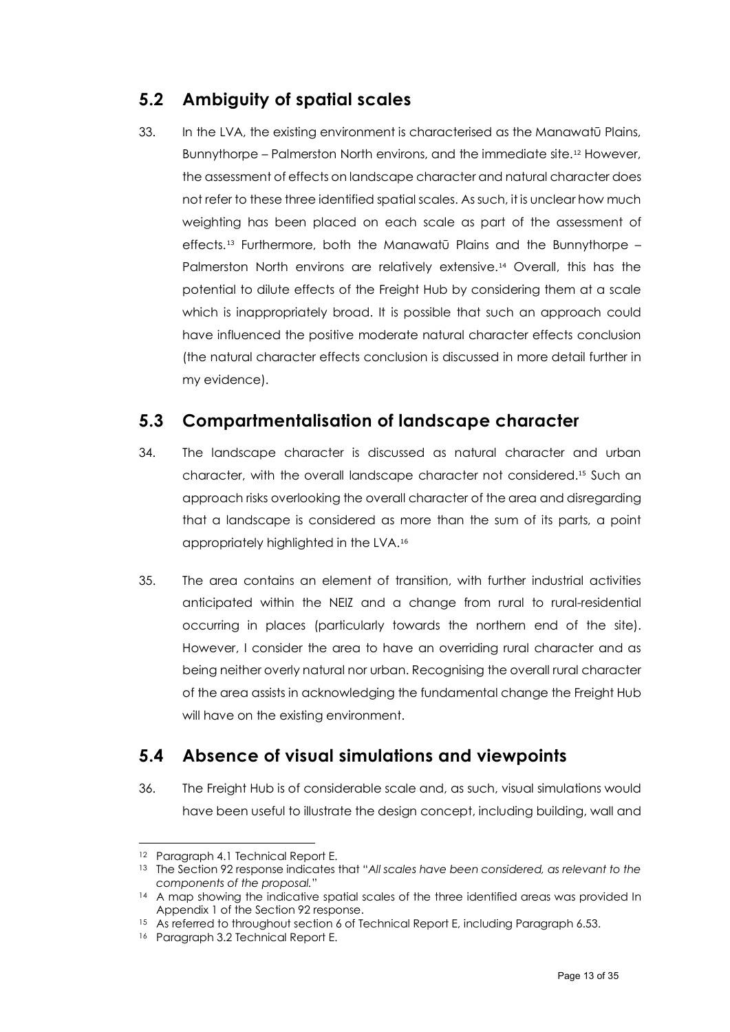## 5.2 Ambiguity of spatial scales

33. In the LVA, the existing environment is characterised as the Manawatū Plains, Bunnythorpe – Palmerston North environs, and the immediate site.[12] However, the assessment of effects on landscape character and natural character does not refer to these three identified spatial scales. As such, it is unclear how much weighting has been placed on each scale as part of the assessment of effects.[13] Furthermore, both the Manawatū Plains and the Bunnythorpe – Palmerston North environs are relatively extensive.[14] Overall, this has the potential to dilute effects of the Freight Hub by considering them at a scale which is inappropriately broad. It is possible that such an approach could have influenced the positive moderate natural character effects conclusion (the natural character effects conclusion is discussed in more detail further in my evidence).

## 5.3 Compartmentalisation of landscape character

34. The landscape character is discussed as natural character and urban character, with the overall landscape character not considered.[15] Such an approach risks overlooking the overall character of the area and disregarding that a landscape is considered as more than the sum of its parts, a point appropriately highlighted in the LVA.[16]

35. The area contains an element of transition, with further industrial activities anticipated within the NEIZ and a change from rural to rural-residential occurring in places (particularly towards the northern end of the site). However, I consider the area to have an overriding rural character and as being neither overly natural nor urban. Recognising the overall rural character of the area assists in acknowledging the fundamental change the Freight Hub will have on the existing environment.

## 5.4 Absence of visual simulations and viewpoints

36. The Freight Hub is of considerable scale and, as such, visual simulations would have been useful to illustrate the design concept, including building, wall and

---

[12] Paragraph 4.1 Technical Report E.

[13] The Section 92 response indicates that "*All scales have been considered, as relevant to the components of the proposal.*"

[14] A map showing the indicative spatial scales of the three identified areas was provided In Appendix 1 of the Section 92 response.

[15] As referred to throughout section 6 of Technical Report E, including Paragraph 6.53.

[16] Paragraph 3.2 Technical Report E.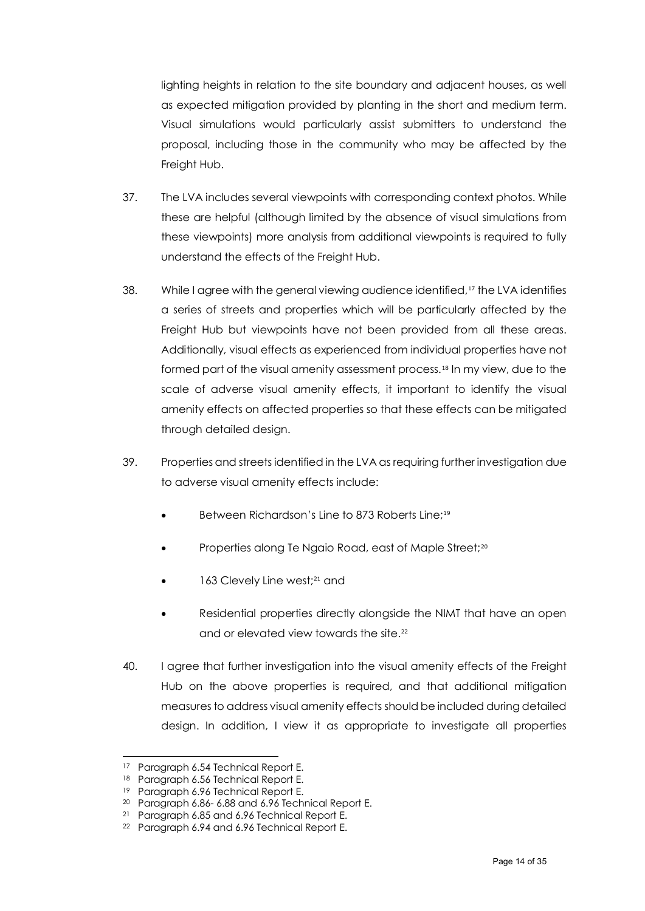lighting heights in relation to the site boundary and adjacent houses, as well as expected mitigation provided by planting in the short and medium term. Visual simulations would particularly assist submitters to understand the proposal, including those in the community who may be affected by the Freight Hub.

37. The LVA includes several viewpoints with corresponding context photos. While these are helpful (although limited by the absence of visual simulations from these viewpoints) more analysis from additional viewpoints is required to fully understand the effects of the Freight Hub.

38. While I agree with the general viewing audience identified,[17] the LVA identifies a series of streets and properties which will be particularly affected by the Freight Hub but viewpoints have not been provided from all these areas. Additionally, visual effects as experienced from individual properties have not formed part of the visual amenity assessment process.[18] In my view, due to the scale of adverse visual amenity effects, it important to identify the visual amenity effects on affected properties so that these effects can be mitigated through detailed design.

39. Properties and streets identified in the LVA as requiring further investigation due to adverse visual amenity effects include:

- Between Richardson's Line to 873 Roberts Line;[19]
- Properties along Te Ngaio Road, east of Maple Street;[20]
- 163 Clevely Line west;[21] and
- Residential properties directly alongside the NIMT that have an open and or elevated view towards the site.[22]

40. I agree that further investigation into the visual amenity effects of the Freight Hub on the above properties is required, and that additional mitigation measures to address visual amenity effects should be included during detailed design. In addition, I view it as appropriate to investigate all properties

---

[17] Paragraph 6.54 Technical Report E.

[18] Paragraph 6.56 Technical Report E.

[19] Paragraph 6.96 Technical Report E.

[20] Paragraph 6.86- 6.88 and 6.96 Technical Report E.

[21] Paragraph 6.85 and 6.96 Technical Report E.

[22] Paragraph 6.94 and 6.96 Technical Report E.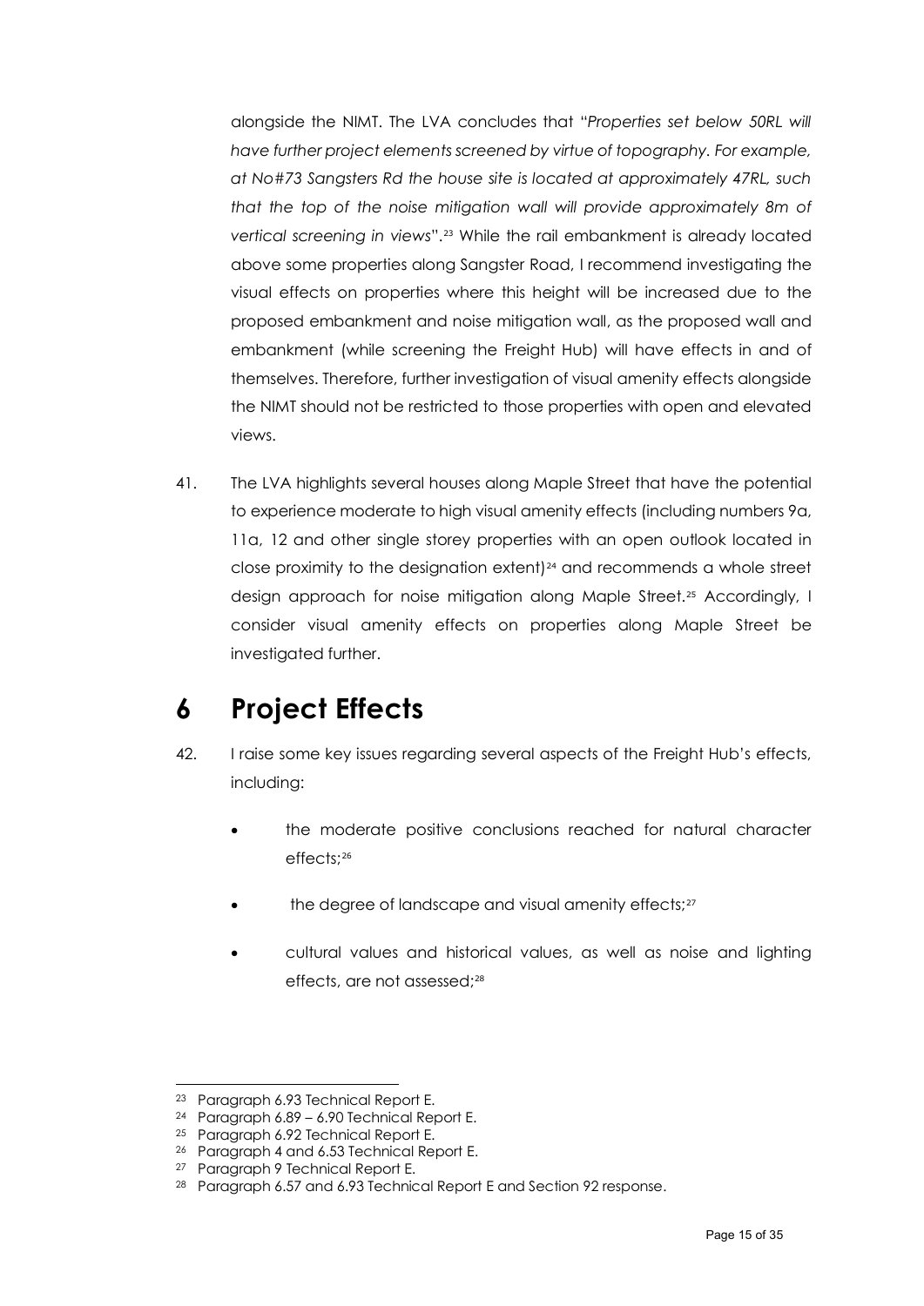alongside the NIMT. The LVA concludes that "*Properties set below 50RL will have further project elements screened by virtue of topography. For example, at No#73 Sangsters Rd the house site is located at approximately 47RL, such that the top of the noise mitigation wall will provide approximately 8m of vertical screening in views*".[23] While the rail embankment is already located above some properties along Sangster Road, I recommend investigating the visual effects on properties where this height will be increased due to the proposed embankment and noise mitigation wall, as the proposed wall and embankment (while screening the Freight Hub) will have effects in and of themselves. Therefore, further investigation of visual amenity effects alongside the NIMT should not be restricted to those properties with open and elevated views.

41. The LVA highlights several houses along Maple Street that have the potential to experience moderate to high visual amenity effects (including numbers 9a, 11a, 12 and other single storey properties with an open outlook located in close proximity to the designation extent)[24] and recommends a whole street design approach for noise mitigation along Maple Street.[25] Accordingly, I consider visual amenity effects on properties along Maple Street be investigated further.

# 6 Project Effects

42. I raise some key issues regarding several aspects of the Freight Hub's effects, including:

- the moderate positive conclusions reached for natural character effects;[26]
- the degree of landscape and visual amenity effects;[27]
- cultural values and historical values, as well as noise and lighting effects, are not assessed;[28]

---

[23] Paragraph 6.93 Technical Report E.
[24] Paragraph 6.89 – 6.90 Technical Report E.
[25] Paragraph 6.92 Technical Report E.
[26] Paragraph 4 and 6.53 Technical Report E.
[27] Paragraph 9 Technical Report E.
[28] Paragraph 6.57 and 6.93 Technical Report E and Section 92 response.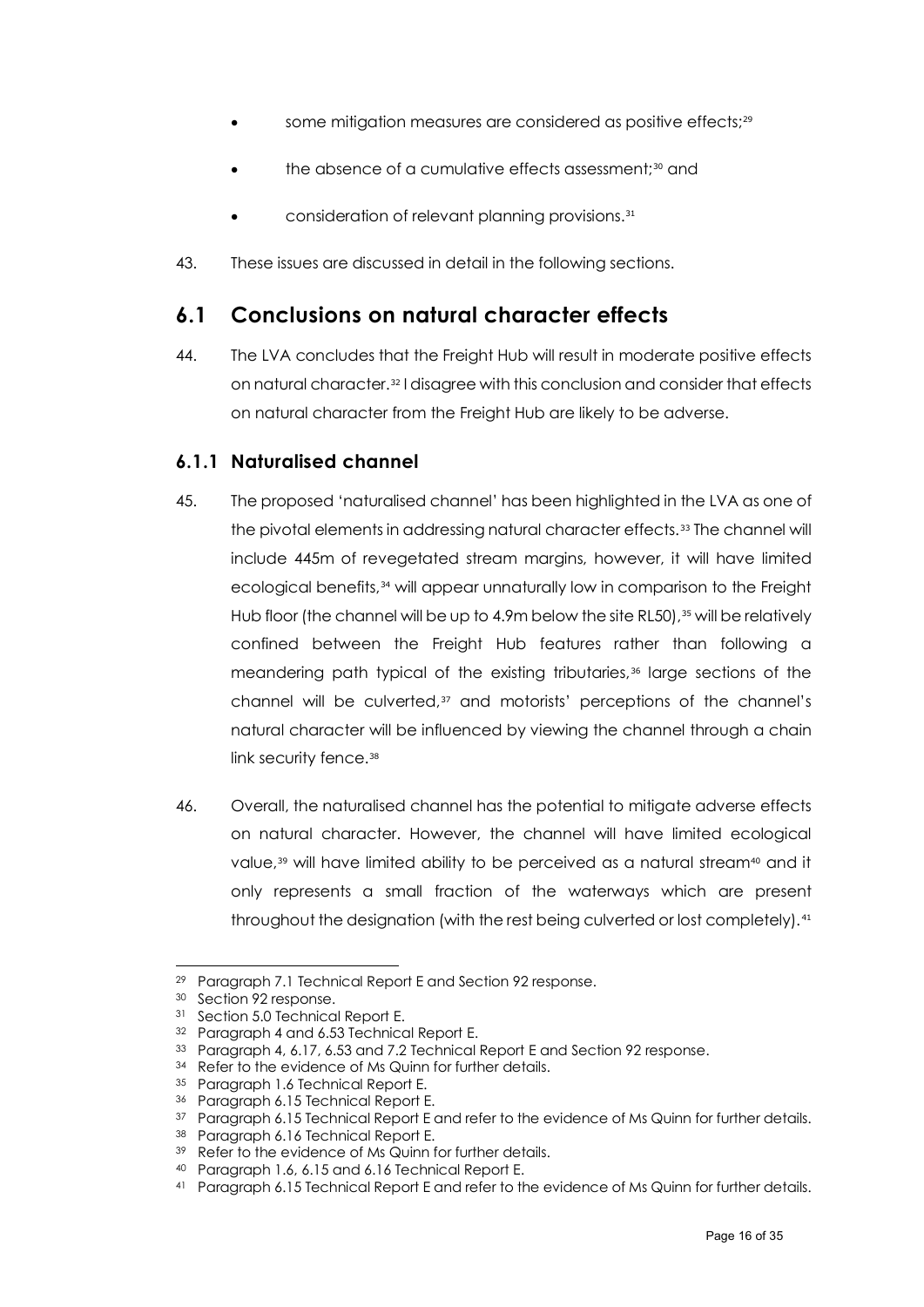- some mitigation measures are considered as positive effects;[29]
- the absence of a cumulative effects assessment;[30] and
- consideration of relevant planning provisions.[31]

43. These issues are discussed in detail in the following sections.

## 6.1 Conclusions on natural character effects

44. The LVA concludes that the Freight Hub will result in moderate positive effects on natural character.[32] I disagree with this conclusion and consider that effects on natural character from the Freight Hub are likely to be adverse.

### 6.1.1 Naturalised channel

45. The proposed 'naturalised channel' has been highlighted in the LVA as one of the pivotal elements in addressing natural character effects.[33] The channel will include 445m of revegetated stream margins, however, it will have limited ecological benefits,[34] will appear unnaturally low in comparison to the Freight Hub floor (the channel will be up to 4.9m below the site RL50),[35] will be relatively confined between the Freight Hub features rather than following a meandering path typical of the existing tributaries,[36] large sections of the channel will be culverted,[37] and motorists' perceptions of the channel's natural character will be influenced by viewing the channel through a chain link security fence.[38]

46. Overall, the naturalised channel has the potential to mitigate adverse effects on natural character. However, the channel will have limited ecological value,[39] will have limited ability to be perceived as a natural stream[40] and it only represents a small fraction of the waterways which are present throughout the designation (with the rest being culverted or lost completely).[41]

---

[29] Paragraph 7.1 Technical Report E and Section 92 response.
[30] Section 92 response.
[31] Section 5.0 Technical Report E.
[32] Paragraph 4 and 6.53 Technical Report E.
[33] Paragraph 4, 6.17, 6.53 and 7.2 Technical Report E and Section 92 response.
[34] Refer to the evidence of Ms Quinn for further details.
[35] Paragraph 1.6 Technical Report E.
[36] Paragraph 6.15 Technical Report E.
[37] Paragraph 6.15 Technical Report E and refer to the evidence of Ms Quinn for further details.
[38] Paragraph 6.16 Technical Report E.
[39] Refer to the evidence of Ms Quinn for further details.
[40] Paragraph 1.6, 6.15 and 6.16 Technical Report E.
[41] Paragraph 6.15 Technical Report E and refer to the evidence of Ms Quinn for further details.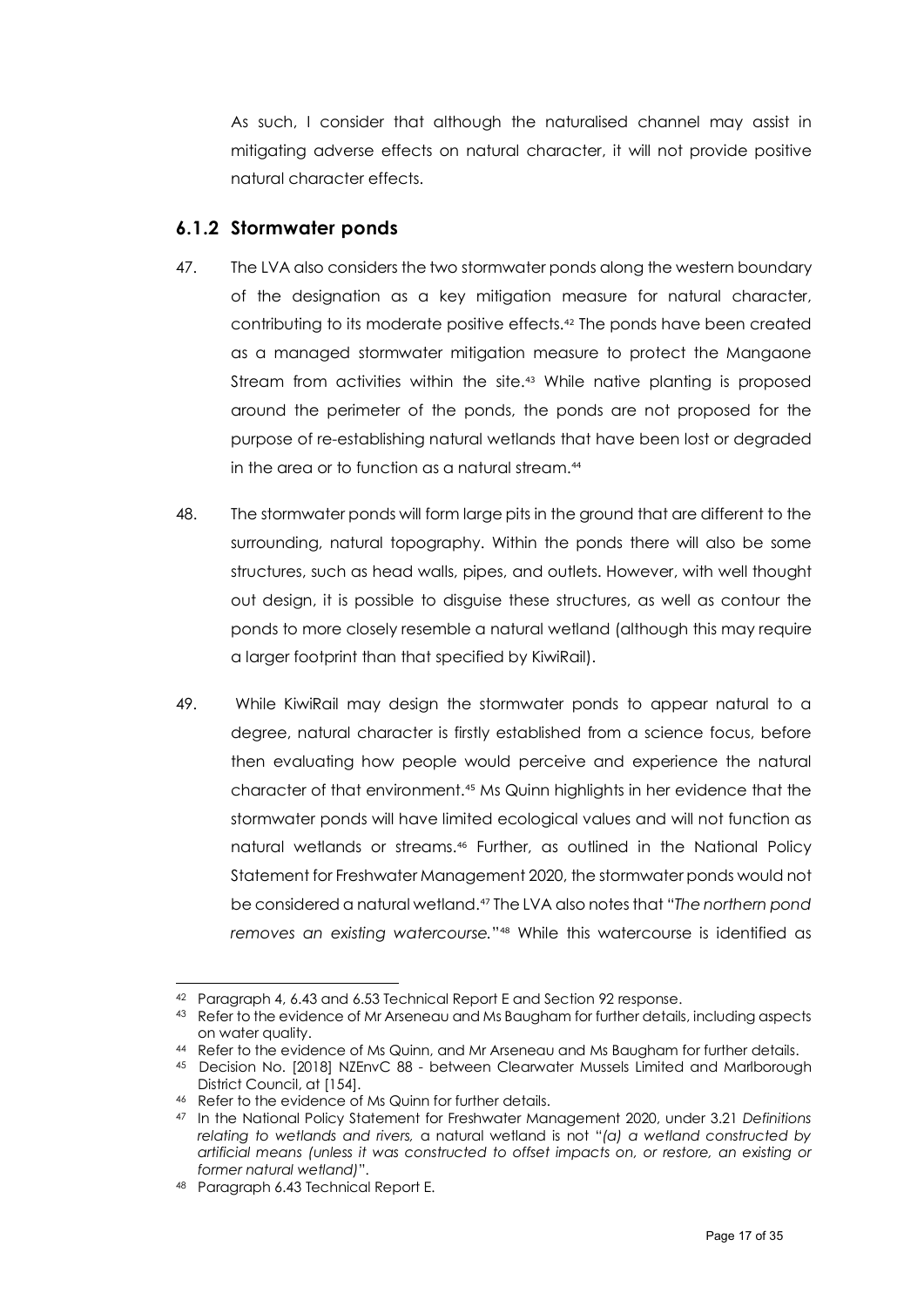As such, I consider that although the naturalised channel may assist in mitigating adverse effects on natural character, it will not provide positive natural character effects.

### 6.1.2 Stormwater ponds

47. The LVA also considers the two stormwater ponds along the western boundary of the designation as a key mitigation measure for natural character, contributing to its moderate positive effects.[42] The ponds have been created as a managed stormwater mitigation measure to protect the Mangaone Stream from activities within the site.[43] While native planting is proposed around the perimeter of the ponds, the ponds are not proposed for the purpose of re-establishing natural wetlands that have been lost or degraded in the area or to function as a natural stream.[44]

48. The stormwater ponds will form large pits in the ground that are different to the surrounding, natural topography. Within the ponds there will also be some structures, such as head walls, pipes, and outlets. However, with well thought out design, it is possible to disguise these structures, as well as contour the ponds to more closely resemble a natural wetland (although this may require a larger footprint than that specified by KiwiRail).

49. While KiwiRail may design the stormwater ponds to appear natural to a degree, natural character is firstly established from a science focus, before then evaluating how people would perceive and experience the natural character of that environment.[45] Ms Quinn highlights in her evidence that the stormwater ponds will have limited ecological values and will not function as natural wetlands or streams.[46] Further, as outlined in the National Policy Statement for Freshwater Management 2020, the stormwater ponds would not be considered a natural wetland.[47] The LVA also notes that "*The northern pond removes an existing watercourse.*"[48] While this watercourse is identified as

---

[42] Paragraph 4, 6.43 and 6.53 Technical Report E and Section 92 response.

[43] Refer to the evidence of Mr Arseneau and Ms Baugham for further details, including aspects on water quality.

[44] Refer to the evidence of Ms Quinn, and Mr Arseneau and Ms Baugham for further details.

[45] Decision No. [2018] NZEnvC 88 - between Clearwater Mussels Limited and Marlborough District Council, at [154].

[46] Refer to the evidence of Ms Quinn for further details.

[47] In the National Policy Statement for Freshwater Management 2020, under 3.21 *Definitions relating to wetlands and rivers,* a natural wetland is not "*(a) a wetland constructed by artificial means (unless it was constructed to offset impacts on, or restore, an existing or former natural wetland)*".

[48] Paragraph 6.43 Technical Report E.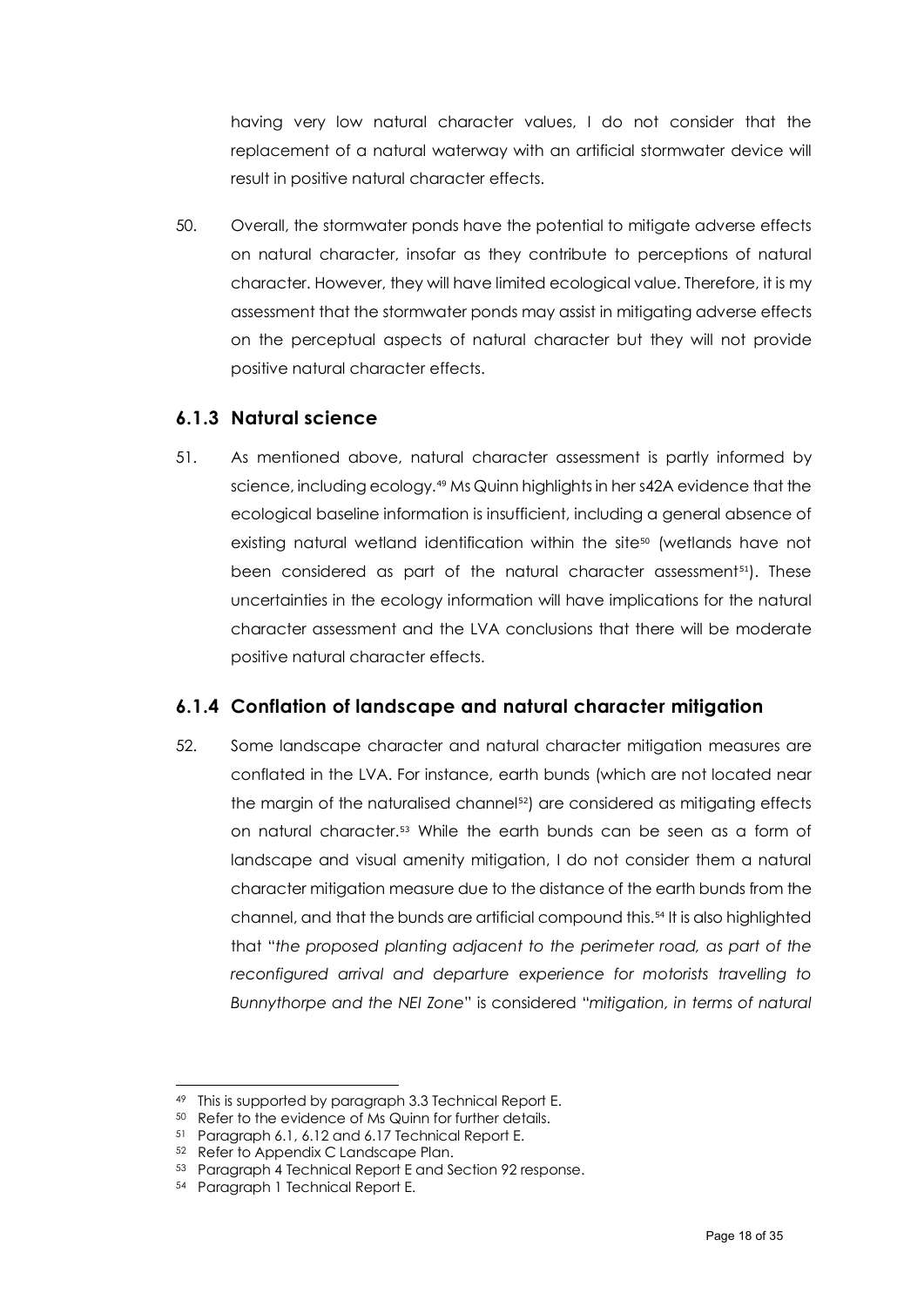having very low natural character values, I do not consider that the replacement of a natural waterway with an artificial stormwater device will result in positive natural character effects.

50. Overall, the stormwater ponds have the potential to mitigate adverse effects on natural character, insofar as they contribute to perceptions of natural character. However, they will have limited ecological value. Therefore, it is my assessment that the stormwater ponds may assist in mitigating adverse effects on the perceptual aspects of natural character but they will not provide positive natural character effects.

### 6.1.3 Natural science

51. As mentioned above, natural character assessment is partly informed by science, including ecology.[49] Ms Quinn highlights in her s42A evidence that the ecological baseline information is insufficient, including a general absence of existing natural wetland identification within the site[50] (wetlands have not been considered as part of the natural character assessment[51]). These uncertainties in the ecology information will have implications for the natural character assessment and the LVA conclusions that there will be moderate positive natural character effects.

### 6.1.4 Conflation of landscape and natural character mitigation

52. Some landscape character and natural character mitigation measures are conflated in the LVA. For instance, earth bunds (which are not located near the margin of the naturalised channel[52]) are considered as mitigating effects on natural character.[53] While the earth bunds can be seen as a form of landscape and visual amenity mitigation, I do not consider them a natural character mitigation measure due to the distance of the earth bunds from the channel, and that the bunds are artificial compound this.[54] It is also highlighted that "*the proposed planting adjacent to the perimeter road, as part of the reconfigured arrival and departure experience for motorists travelling to Bunnythorpe and the NEI Zone*" is considered "*mitigation, in terms of natural*

---

[49] This is supported by paragraph 3.3 Technical Report E.

[50] Refer to the evidence of Ms Quinn for further details.

[51] Paragraph 6.1, 6.12 and 6.17 Technical Report E.

[52] Refer to Appendix C Landscape Plan.

[53] Paragraph 4 Technical Report E and Section 92 response.

[54] Paragraph 1 Technical Report E.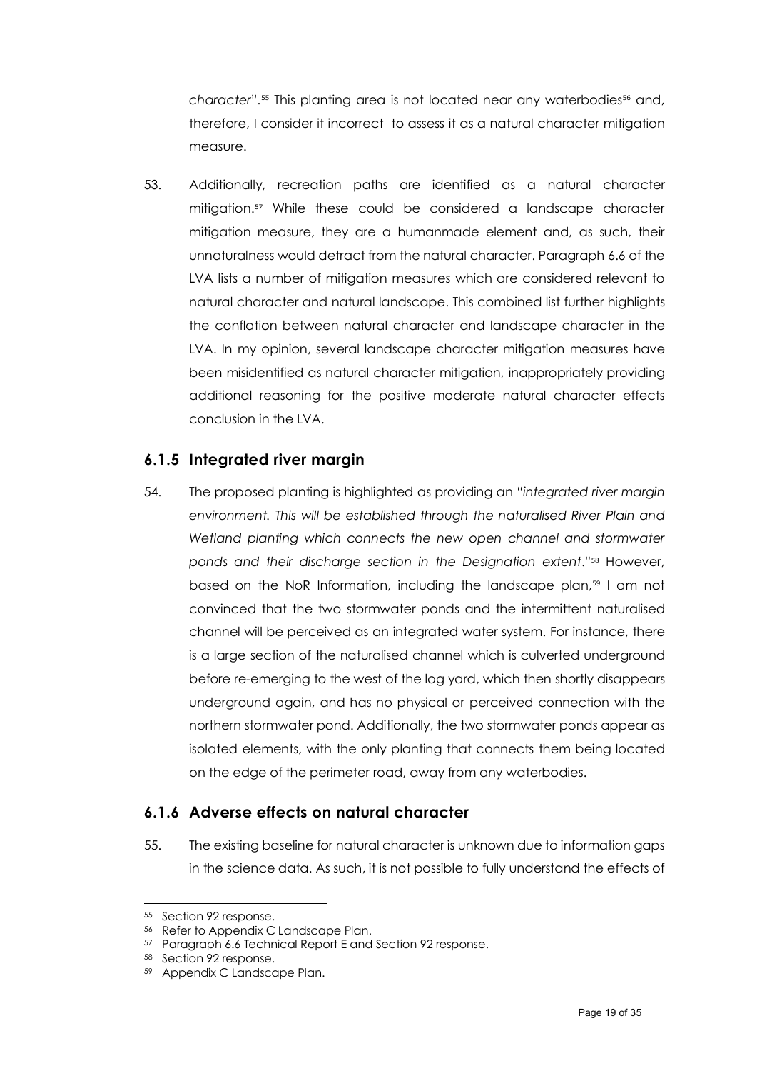*character*".[55] This planting area is not located near any waterbodies[56] and, therefore, I consider it incorrect  to assess it as a natural character mitigation measure.

53. Additionally, recreation paths are identified as a natural character mitigation.[57] While these could be considered a landscape character mitigation measure, they are a humanmade element and, as such, their unnaturalness would detract from the natural character. Paragraph 6.6 of the LVA lists a number of mitigation measures which are considered relevant to natural character and natural landscape. This combined list further highlights the conflation between natural character and landscape character in the LVA. In my opinion, several landscape character mitigation measures have been misidentified as natural character mitigation, inappropriately providing additional reasoning for the positive moderate natural character effects conclusion in the LVA.

### 6.1.5 Integrated river margin

54. The proposed planting is highlighted as providing an "*integrated river margin environment. This will be established through the naturalised River Plain and Wetland planting which connects the new open channel and stormwater ponds and their discharge section in the Designation extent.*"[58] However, based on the NoR Information, including the landscape plan,[59] I am not convinced that the two stormwater ponds and the intermittent naturalised channel will be perceived as an integrated water system. For instance, there is a large section of the naturalised channel which is culverted underground before re-emerging to the west of the log yard, which then shortly disappears underground again, and has no physical or perceived connection with the northern stormwater pond. Additionally, the two stormwater ponds appear as isolated elements, with the only planting that connects them being located on the edge of the perimeter road, away from any waterbodies.

### 6.1.6 Adverse effects on natural character

55. The existing baseline for natural character is unknown due to information gaps in the science data. As such, it is not possible to fully understand the effects of

---

[55] Section 92 response.

[56] Refer to Appendix C Landscape Plan.

[57] Paragraph 6.6 Technical Report E and Section 92 response.

[58] Section 92 response.

[59] Appendix C Landscape Plan.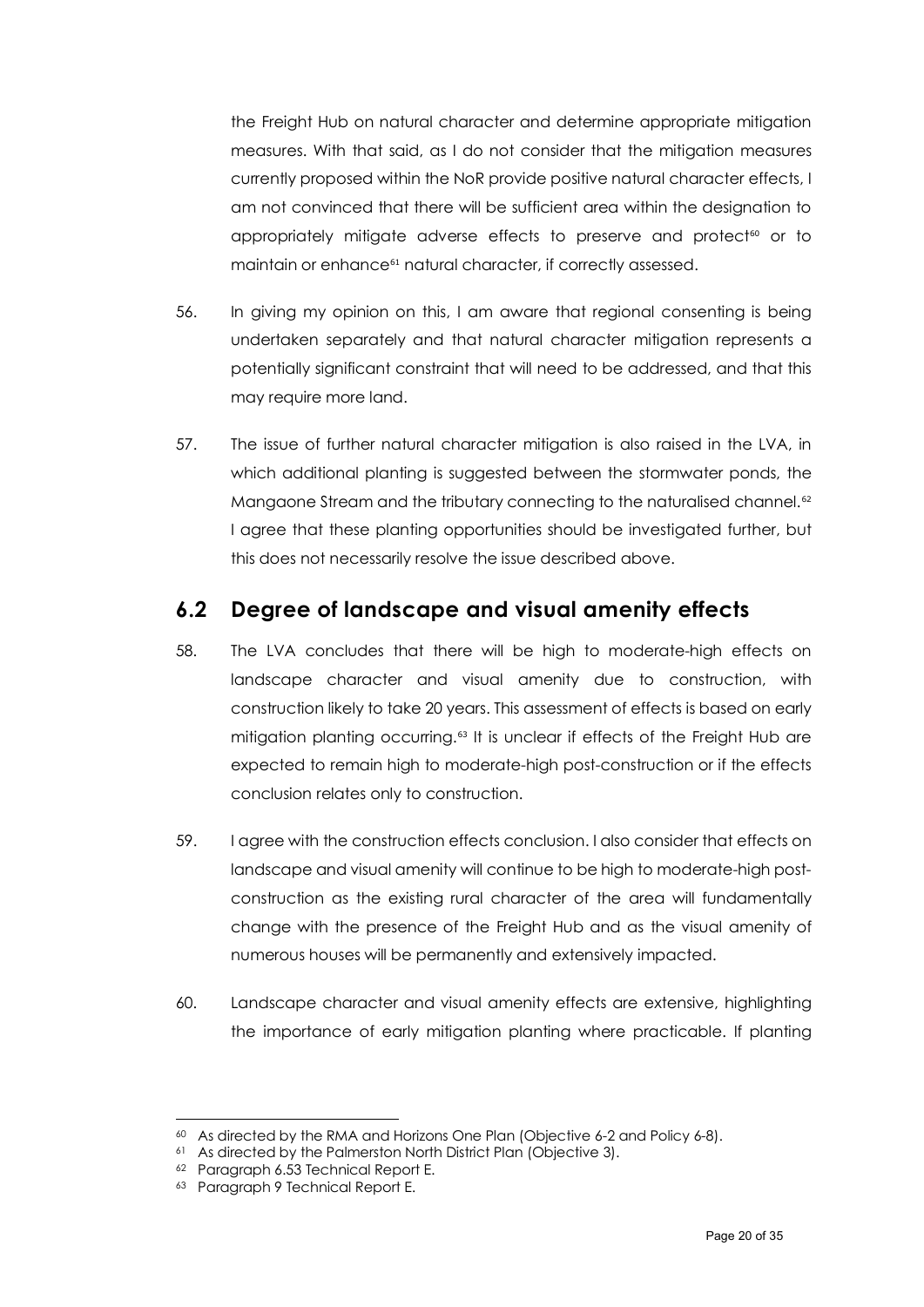the Freight Hub on natural character and determine appropriate mitigation measures. With that said, as I do not consider that the mitigation measures currently proposed within the NoR provide positive natural character effects, I am not convinced that there will be sufficient area within the designation to appropriately mitigate adverse effects to preserve and protect[60] or to maintain or enhance[61] natural character, if correctly assessed.

56. In giving my opinion on this, I am aware that regional consenting is being undertaken separately and that natural character mitigation represents a potentially significant constraint that will need to be addressed, and that this may require more land.

57. The issue of further natural character mitigation is also raised in the LVA, in which additional planting is suggested between the stormwater ponds, the Mangaone Stream and the tributary connecting to the naturalised channel.[62] I agree that these planting opportunities should be investigated further, but this does not necessarily resolve the issue described above.

## 6.2 Degree of landscape and visual amenity effects

58. The LVA concludes that there will be high to moderate-high effects on landscape character and visual amenity due to construction, with construction likely to take 20 years. This assessment of effects is based on early mitigation planting occurring.[63] It is unclear if effects of the Freight Hub are expected to remain high to moderate-high post-construction or if the effects conclusion relates only to construction.

59. I agree with the construction effects conclusion. I also consider that effects on landscape and visual amenity will continue to be high to moderate-high post-construction as the existing rural character of the area will fundamentally change with the presence of the Freight Hub and as the visual amenity of numerous houses will be permanently and extensively impacted.

60. Landscape character and visual amenity effects are extensive, highlighting the importance of early mitigation planting where practicable. If planting

---

[60] As directed by the RMA and Horizons One Plan (Objective 6-2 and Policy 6-8).

[61] As directed by the Palmerston North District Plan (Objective 3).

[62] Paragraph 6.53 Technical Report E.

[63] Paragraph 9 Technical Report E.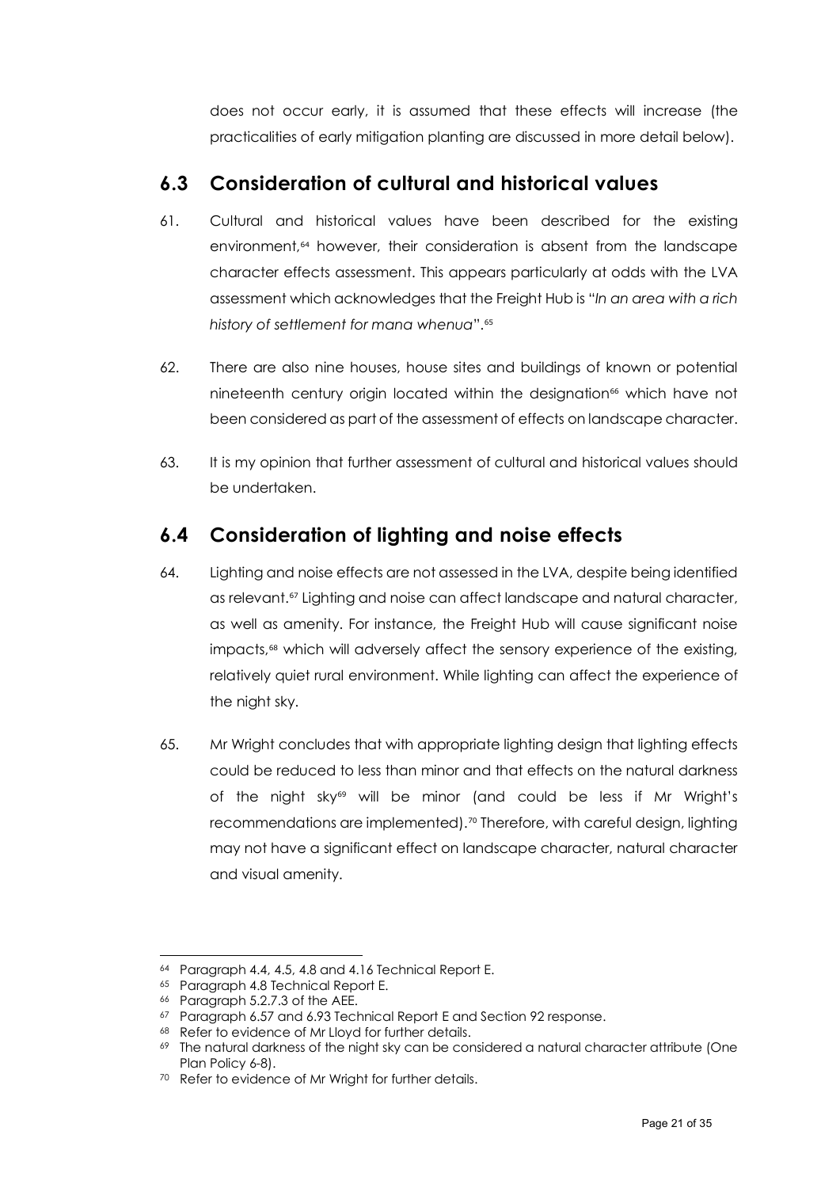does not occur early, it is assumed that these effects will increase (the practicalities of early mitigation planting are discussed in more detail below).

## 6.3 Consideration of cultural and historical values

61. Cultural and historical values have been described for the existing environment,[64] however, their consideration is absent from the landscape character effects assessment. This appears particularly at odds with the LVA assessment which acknowledges that the Freight Hub is "*In an area with a rich history of settlement for mana whenua*".[65]

62. There are also nine houses, house sites and buildings of known or potential nineteenth century origin located within the designation[66] which have not been considered as part of the assessment of effects on landscape character.

63. It is my opinion that further assessment of cultural and historical values should be undertaken.

## 6.4 Consideration of lighting and noise effects

64. Lighting and noise effects are not assessed in the LVA, despite being identified as relevant.[67] Lighting and noise can affect landscape and natural character, as well as amenity. For instance, the Freight Hub will cause significant noise impacts,[68] which will adversely affect the sensory experience of the existing, relatively quiet rural environment. While lighting can affect the experience of the night sky.

65. Mr Wright concludes that with appropriate lighting design that lighting effects could be reduced to less than minor and that effects on the natural darkness of the night sky[69] will be minor (and could be less if Mr Wright's recommendations are implemented).[70] Therefore, with careful design, lighting may not have a significant effect on landscape character, natural character and visual amenity.

---

[64] Paragraph 4.4, 4.5, 4.8 and 4.16 Technical Report E.

[65] Paragraph 4.8 Technical Report E.

[66] Paragraph 5.2.7.3 of the AEE.

[67] Paragraph 6.57 and 6.93 Technical Report E and Section 92 response.

[68] Refer to evidence of Mr Lloyd for further details.

[69] The natural darkness of the night sky can be considered a natural character attribute (One Plan Policy 6-8).

[70] Refer to evidence of Mr Wright for further details.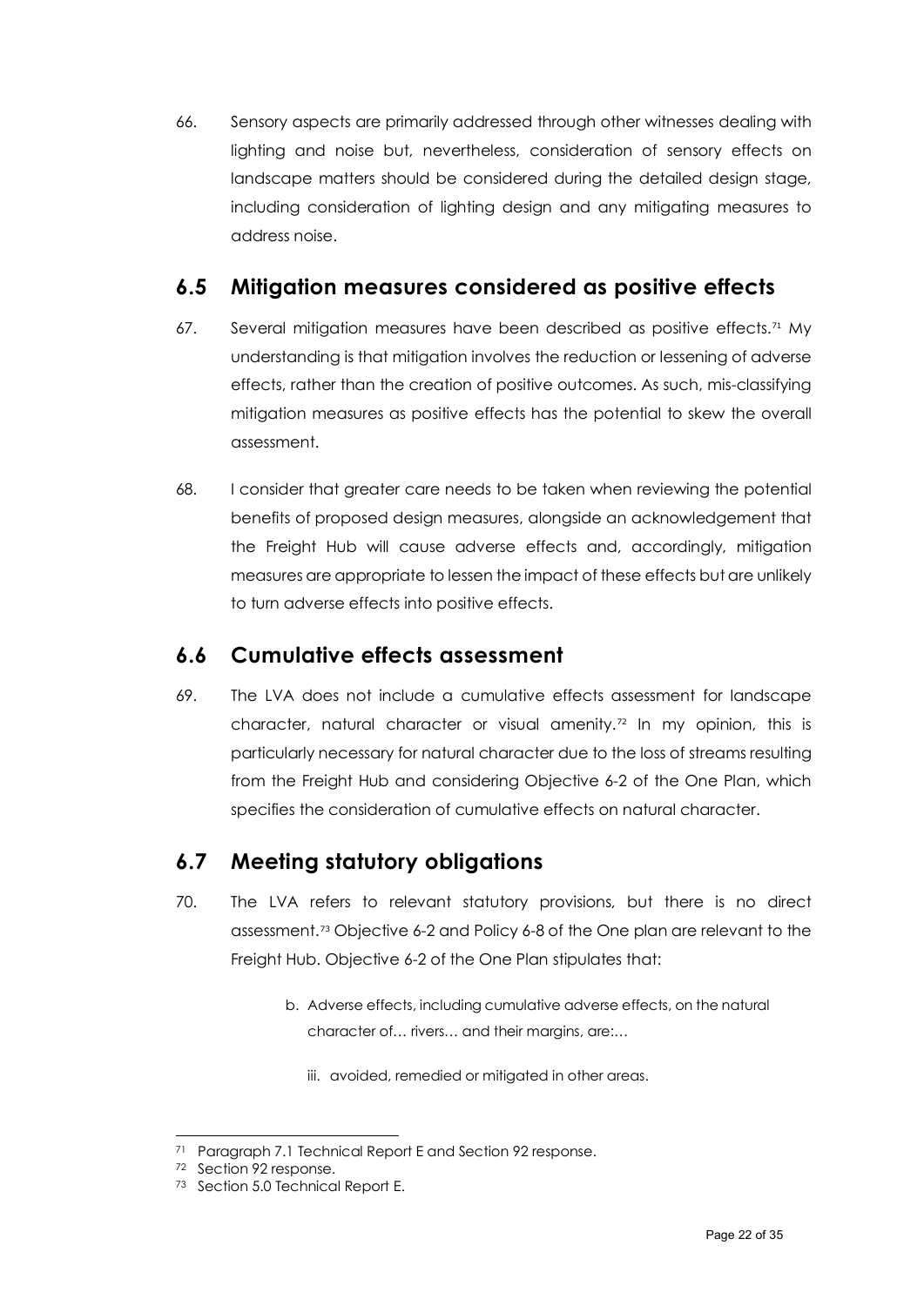66. Sensory aspects are primarily addressed through other witnesses dealing with lighting and noise but, nevertheless, consideration of sensory effects on landscape matters should be considered during the detailed design stage, including consideration of lighting design and any mitigating measures to address noise.

## 6.5 Mitigation measures considered as positive effects

67. Several mitigation measures have been described as positive effects.[71] My understanding is that mitigation involves the reduction or lessening of adverse effects, rather than the creation of positive outcomes. As such, mis-classifying mitigation measures as positive effects has the potential to skew the overall assessment.

68. I consider that greater care needs to be taken when reviewing the potential benefits of proposed design measures, alongside an acknowledgement that the Freight Hub will cause adverse effects and, accordingly, mitigation measures are appropriate to lessen the impact of these effects but are unlikely to turn adverse effects into positive effects.

## 6.6 Cumulative effects assessment

69. The LVA does not include a cumulative effects assessment for landscape character, natural character or visual amenity.[72] In my opinion, this is particularly necessary for natural character due to the loss of streams resulting from the Freight Hub and considering Objective 6-2 of the One Plan, which specifies the consideration of cumulative effects on natural character.

## 6.7 Meeting statutory obligations

70. The LVA refers to relevant statutory provisions, but there is no direct assessment.[73] Objective 6-2 and Policy 6-8 of the One plan are relevant to the Freight Hub. Objective 6-2 of the One Plan stipulates that:

> b. Adverse effects, including cumulative adverse effects, on the natural character of… rivers… and their margins, are:…
>
> iii. avoided, remedied or mitigated in other areas.

---

[71] Paragraph 7.1 Technical Report E and Section 92 response.

[72] Section 92 response.

[73] Section 5.0 Technical Report E.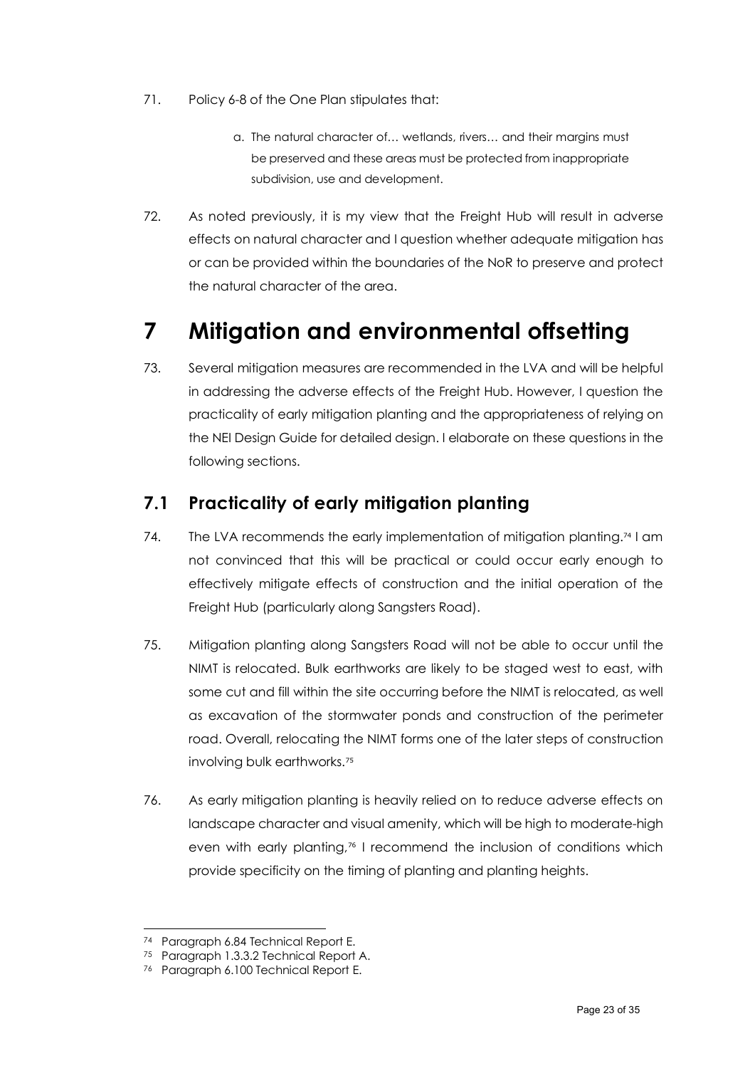71. Policy 6-8 of the One Plan stipulates that:

    a. The natural character of… wetlands, rivers… and their margins must be preserved and these areas must be protected from inappropriate subdivision, use and development.

72. As noted previously, it is my view that the Freight Hub will result in adverse effects on natural character and I question whether adequate mitigation has or can be provided within the boundaries of the NoR to preserve and protect the natural character of the area.

# 7 Mitigation and environmental offsetting

73. Several mitigation measures are recommended in the LVA and will be helpful in addressing the adverse effects of the Freight Hub. However, I question the practicality of early mitigation planting and the appropriateness of relying on the NEI Design Guide for detailed design. I elaborate on these questions in the following sections.

## 7.1 Practicality of early mitigation planting

74. The LVA recommends the early implementation of mitigation planting.[74] I am not convinced that this will be practical or could occur early enough to effectively mitigate effects of construction and the initial operation of the Freight Hub (particularly along Sangsters Road).

75. Mitigation planting along Sangsters Road will not be able to occur until the NIMT is relocated. Bulk earthworks are likely to be staged west to east, with some cut and fill within the site occurring before the NIMT is relocated, as well as excavation of the stormwater ponds and construction of the perimeter road. Overall, relocating the NIMT forms one of the later steps of construction involving bulk earthworks.[75]

76. As early mitigation planting is heavily relied on to reduce adverse effects on landscape character and visual amenity, which will be high to moderate-high even with early planting,[76] I recommend the inclusion of conditions which provide specificity on the timing of planting and planting heights.

[74] Paragraph 6.84 Technical Report E.

[75] Paragraph 1.3.3.2 Technical Report A.

[76] Paragraph 6.100 Technical Report E.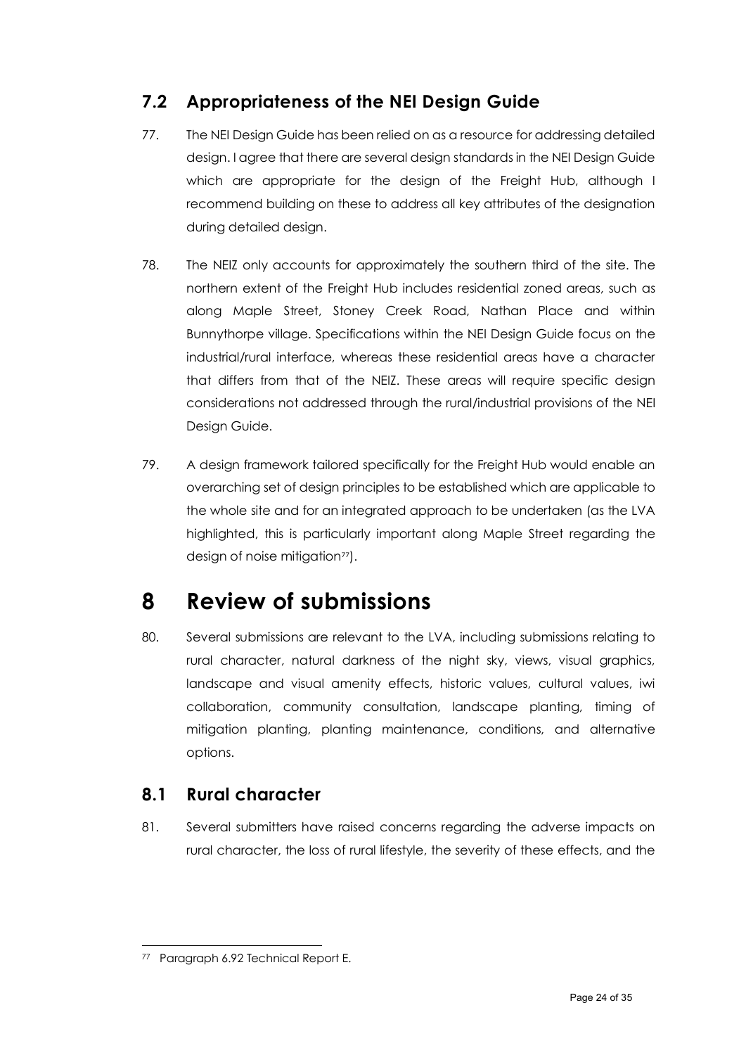## 7.2 Appropriateness of the NEI Design Guide

77. The NEI Design Guide has been relied on as a resource for addressing detailed design. I agree that there are several design standards in the NEI Design Guide which are appropriate for the design of the Freight Hub, although I recommend building on these to address all key attributes of the designation during detailed design.

78. The NEIZ only accounts for approximately the southern third of the site. The northern extent of the Freight Hub includes residential zoned areas, such as along Maple Street, Stoney Creek Road, Nathan Place and within Bunnythorpe village. Specifications within the NEI Design Guide focus on the industrial/rural interface, whereas these residential areas have a character that differs from that of the NEIZ. These areas will require specific design considerations not addressed through the rural/industrial provisions of the NEI Design Guide.

79. A design framework tailored specifically for the Freight Hub would enable an overarching set of design principles to be established which are applicable to the whole site and for an integrated approach to be undertaken (as the LVA highlighted, this is particularly important along Maple Street regarding the design of noise mitigation[77]).

# 8 Review of submissions

80. Several submissions are relevant to the LVA, including submissions relating to rural character, natural darkness of the night sky, views, visual graphics, landscape and visual amenity effects, historic values, cultural values, iwi collaboration, community consultation, landscape planting, timing of mitigation planting, planting maintenance, conditions, and alternative options.

## 8.1 Rural character

81. Several submitters have raised concerns regarding the adverse impacts on rural character, the loss of rural lifestyle, the severity of these effects, and the

---

[77] Paragraph 6.92 Technical Report E.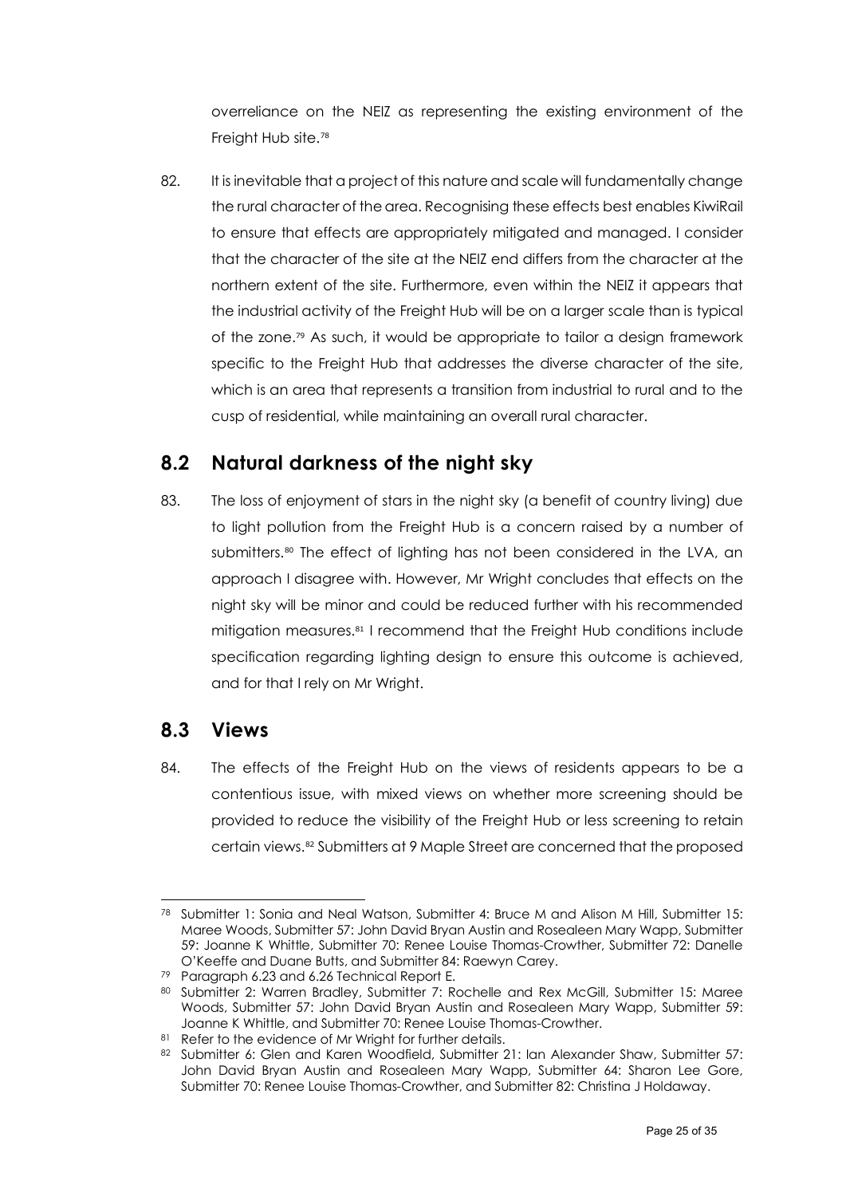overreliance on the NEIZ as representing the existing environment of the Freight Hub site.[78]

82. It is inevitable that a project of this nature and scale will fundamentally change the rural character of the area. Recognising these effects best enables KiwiRail to ensure that effects are appropriately mitigated and managed. I consider that the character of the site at the NEIZ end differs from the character at the northern extent of the site. Furthermore, even within the NEIZ it appears that the industrial activity of the Freight Hub will be on a larger scale than is typical of the zone.[79] As such, it would be appropriate to tailor a design framework specific to the Freight Hub that addresses the diverse character of the site, which is an area that represents a transition from industrial to rural and to the cusp of residential, while maintaining an overall rural character.

## 8.2 Natural darkness of the night sky

83. The loss of enjoyment of stars in the night sky (a benefit of country living) due to light pollution from the Freight Hub is a concern raised by a number of submitters.[80] The effect of lighting has not been considered in the LVA, an approach I disagree with. However, Mr Wright concludes that effects on the night sky will be minor and could be reduced further with his recommended mitigation measures.[81] I recommend that the Freight Hub conditions include specification regarding lighting design to ensure this outcome is achieved, and for that I rely on Mr Wright.

## 8.3 Views

84. The effects of the Freight Hub on the views of residents appears to be a contentious issue, with mixed views on whether more screening should be provided to reduce the visibility of the Freight Hub or less screening to retain certain views.[82] Submitters at 9 Maple Street are concerned that the proposed

---

[78] Submitter 1: Sonia and Neal Watson, Submitter 4: Bruce M and Alison M Hill, Submitter 15: Maree Woods, Submitter 57: John David Bryan Austin and Rosealeen Mary Wapp, Submitter 59: Joanne K Whittle, Submitter 70: Renee Louise Thomas-Crowther, Submitter 72: Danelle O'Keeffe and Duane Butts, and Submitter 84: Raewyn Carey.

[79] Paragraph 6.23 and 6.26 Technical Report E.

[80] Submitter 2: Warren Bradley, Submitter 7: Rochelle and Rex McGill, Submitter 15: Maree Woods, Submitter 57: John David Bryan Austin and Rosealeen Mary Wapp, Submitter 59: Joanne K Whittle, and Submitter 70: Renee Louise Thomas-Crowther.

[81] Refer to the evidence of Mr Wright for further details.

[82] Submitter 6: Glen and Karen Woodfield, Submitter 21: Ian Alexander Shaw, Submitter 57: John David Bryan Austin and Rosealeen Mary Wapp, Submitter 64: Sharon Lee Gore, Submitter 70: Renee Louise Thomas-Crowther, and Submitter 82: Christina J Holdaway.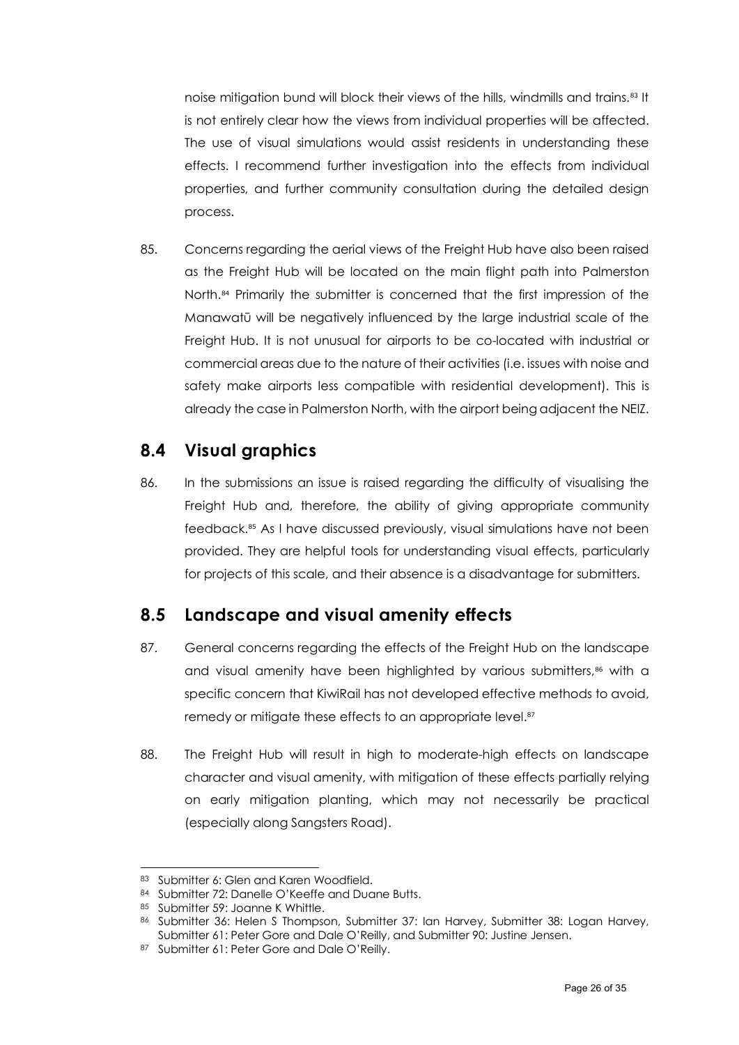noise mitigation bund will block their views of the hills, windmills and trains.[83] It is not entirely clear how the views from individual properties will be affected. The use of visual simulations would assist residents in understanding these effects. I recommend further investigation into the effects from individual properties, and further community consultation during the detailed design process.

85. Concerns regarding the aerial views of the Freight Hub have also been raised as the Freight Hub will be located on the main flight path into Palmerston North.[84] Primarily the submitter is concerned that the first impression of the Manawatū will be negatively influenced by the large industrial scale of the Freight Hub. It is not unusual for airports to be co-located with industrial or commercial areas due to the nature of their activities (i.e. issues with noise and safety make airports less compatible with residential development). This is already the case in Palmerston North, with the airport being adjacent the NEIZ.

## 8.4 Visual graphics

86. In the submissions an issue is raised regarding the difficulty of visualising the Freight Hub and, therefore, the ability of giving appropriate community feedback.[85] As I have discussed previously, visual simulations have not been provided. They are helpful tools for understanding visual effects, particularly for projects of this scale, and their absence is a disadvantage for submitters.

## 8.5 Landscape and visual amenity effects

87. General concerns regarding the effects of the Freight Hub on the landscape and visual amenity have been highlighted by various submitters,[86] with a specific concern that KiwiRail has not developed effective methods to avoid, remedy or mitigate these effects to an appropriate level.[87]

88. The Freight Hub will result in high to moderate-high effects on landscape character and visual amenity, with mitigation of these effects partially relying on early mitigation planting, which may not necessarily be practical (especially along Sangsters Road).

---

[83] Submitter 6: Glen and Karen Woodfield.

[84] Submitter 72: Danelle O'Keeffe and Duane Butts.

[85] Submitter 59: Joanne K Whittle.

[86] Submitter 36: Helen S Thompson, Submitter 37: Ian Harvey, Submitter 38: Logan Harvey, Submitter 61: Peter Gore and Dale O'Reilly, and Submitter 90: Justine Jensen.

[87] Submitter 61: Peter Gore and Dale O'Reilly.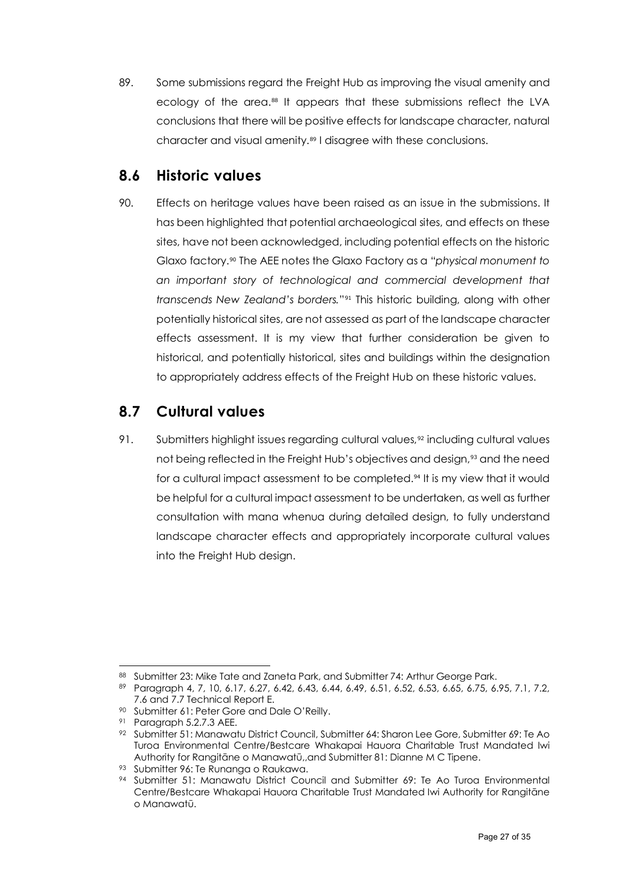89. Some submissions regard the Freight Hub as improving the visual amenity and ecology of the area.[88] It appears that these submissions reflect the LVA conclusions that there will be positive effects for landscape character, natural character and visual amenity.[89] I disagree with these conclusions.

## 8.6 Historic values

90. Effects on heritage values have been raised as an issue in the submissions. It has been highlighted that potential archaeological sites, and effects on these sites, have not been acknowledged, including potential effects on the historic Glaxo factory.[90] The AEE notes the Glaxo Factory as a "*physical monument to an important story of technological and commercial development that transcends New Zealand's borders.*"[91] This historic building, along with other potentially historical sites, are not assessed as part of the landscape character effects assessment. It is my view that further consideration be given to historical, and potentially historical, sites and buildings within the designation to appropriately address effects of the Freight Hub on these historic values.

## 8.7 Cultural values

91. Submitters highlight issues regarding cultural values,[92] including cultural values not being reflected in the Freight Hub's objectives and design,[93] and the need for a cultural impact assessment to be completed.[94] It is my view that it would be helpful for a cultural impact assessment to be undertaken, as well as further consultation with mana whenua during detailed design, to fully understand landscape character effects and appropriately incorporate cultural values into the Freight Hub design.

---

[88] Submitter 23: Mike Tate and Zaneta Park, and Submitter 74: Arthur George Park.

[89] Paragraph 4, 7, 10, 6.17, 6.27, 6.42, 6.43, 6.44, 6.49, 6.51, 6.52, 6.53, 6.65, 6.75, 6.95, 7.1, 7.2, 7.6 and 7.7 Technical Report E.

[90] Submitter 61: Peter Gore and Dale O'Reilly.

[91] Paragraph 5.2.7.3 AEE.

[92] Submitter 51: Manawatu District Council, Submitter 64: Sharon Lee Gore, Submitter 69: Te Ao Turoa Environmental Centre/Bestcare Whakapai Hauora Charitable Trust Mandated Iwi Authority for Rangitāne o Manawatū,,and Submitter 81: Dianne M C Tipene.

[93] Submitter 96: Te Runanga o Raukawa.

[94] Submitter 51: Manawatu District Council and Submitter 69: Te Ao Turoa Environmental Centre/Bestcare Whakapai Hauora Charitable Trust Mandated Iwi Authority for Rangitāne o Manawatū.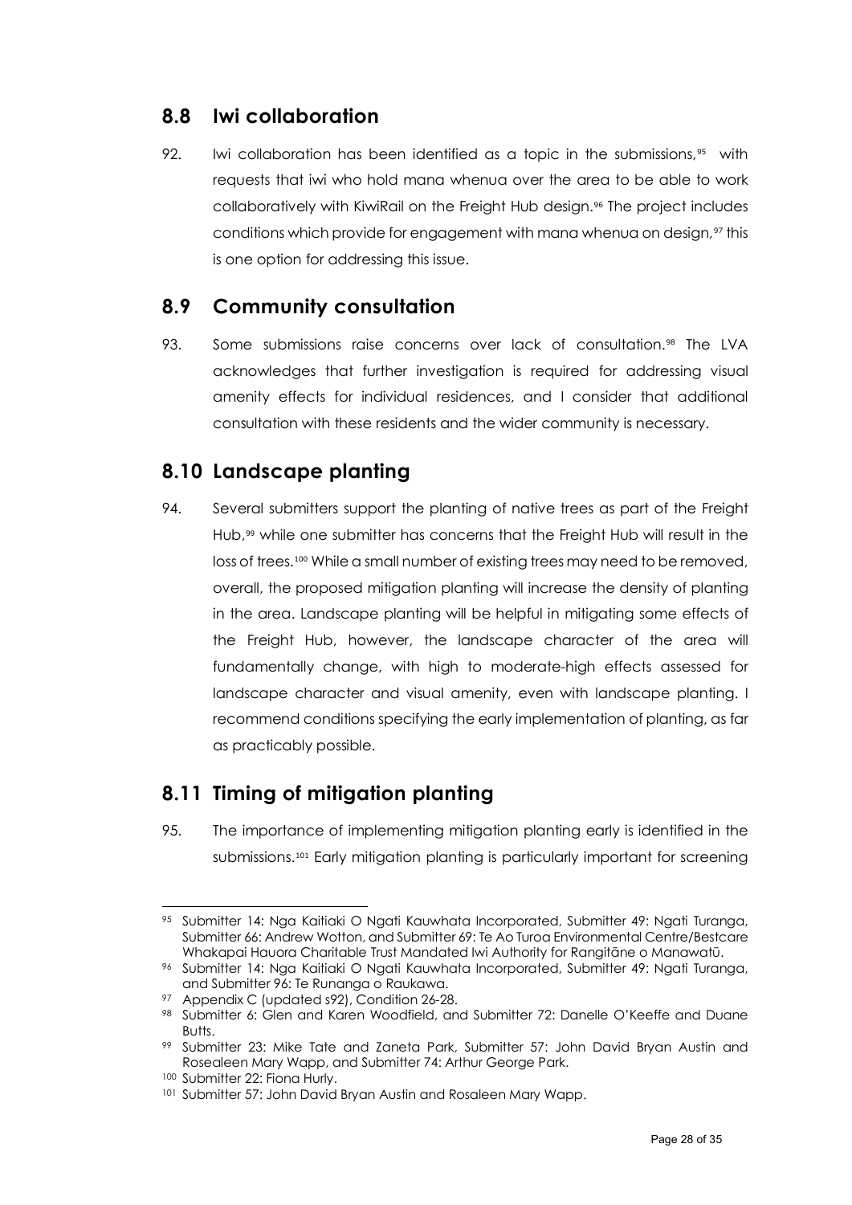## 8.8 Iwi collaboration

92. Iwi collaboration has been identified as a topic in the submissions,[95] with requests that iwi who hold mana whenua over the area to be able to work collaboratively with KiwiRail on the Freight Hub design.[96] The project includes conditions which provide for engagement with mana whenua on design,[97] this is one option for addressing this issue.

## 8.9 Community consultation

93. Some submissions raise concerns over lack of consultation.[98] The LVA acknowledges that further investigation is required for addressing visual amenity effects for individual residences, and I consider that additional consultation with these residents and the wider community is necessary.

## 8.10 Landscape planting

94. Several submitters support the planting of native trees as part of the Freight Hub,[99] while one submitter has concerns that the Freight Hub will result in the loss of trees.[100] While a small number of existing trees may need to be removed, overall, the proposed mitigation planting will increase the density of planting in the area. Landscape planting will be helpful in mitigating some effects of the Freight Hub, however, the landscape character of the area will fundamentally change, with high to moderate-high effects assessed for landscape character and visual amenity, even with landscape planting. I recommend conditions specifying the early implementation of planting, as far as practicably possible.

## 8.11 Timing of mitigation planting

95. The importance of implementing mitigation planting early is identified in the submissions.[101] Early mitigation planting is particularly important for screening

---

[95] Submitter 14: Nga Kaitiaki O Ngati Kauwhata Incorporated, Submitter 49: Ngati Turanga, Submitter 66: Andrew Wotton, and Submitter 69: Te Ao Turoa Environmental Centre/Bestcare Whakapai Hauora Charitable Trust Mandated Iwi Authority for Rangitāne o Manawatū.

[96] Submitter 14: Nga Kaitiaki O Ngati Kauwhata Incorporated, Submitter 49: Ngati Turanga, and Submitter 96: Te Runanga o Raukawa.

[97] Appendix C (updated s92), Condition 26-28.

[98] Submitter 6: Glen and Karen Woodfield, and Submitter 72: Danelle O'Keeffe and Duane Butts.

[99] Submitter 23: Mike Tate and Zaneta Park, Submitter 57: John David Bryan Austin and Rosealeen Mary Wapp, and Submitter 74: Arthur George Park.

[100] Submitter 22: Fiona Hurly.

[101] Submitter 57: John David Bryan Austin and Rosaleen Mary Wapp.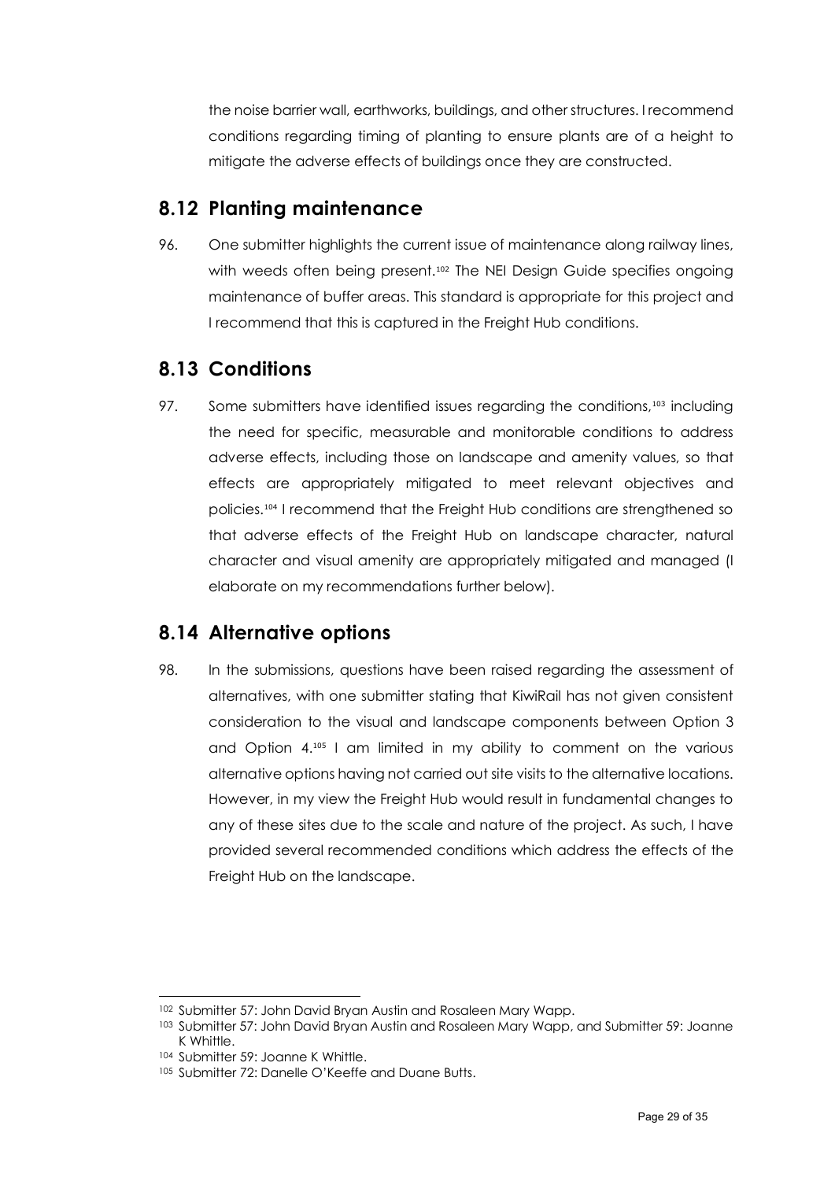the noise barrier wall, earthworks, buildings, and other structures. I recommend conditions regarding timing of planting to ensure plants are of a height to mitigate the adverse effects of buildings once they are constructed.

## 8.12 Planting maintenance

96. One submitter highlights the current issue of maintenance along railway lines, with weeds often being present.[102] The NEI Design Guide specifies ongoing maintenance of buffer areas. This standard is appropriate for this project and I recommend that this is captured in the Freight Hub conditions.

## 8.13 Conditions

97. Some submitters have identified issues regarding the conditions,[103] including the need for specific, measurable and monitorable conditions to address adverse effects, including those on landscape and amenity values, so that effects are appropriately mitigated to meet relevant objectives and policies.[104] I recommend that the Freight Hub conditions are strengthened so that adverse effects of the Freight Hub on landscape character, natural character and visual amenity are appropriately mitigated and managed (I elaborate on my recommendations further below).

## 8.14 Alternative options

98. In the submissions, questions have been raised regarding the assessment of alternatives, with one submitter stating that KiwiRail has not given consistent consideration to the visual and landscape components between Option 3 and Option 4.[105] I am limited in my ability to comment on the various alternative options having not carried out site visits to the alternative locations. However, in my view the Freight Hub would result in fundamental changes to any of these sites due to the scale and nature of the project. As such, I have provided several recommended conditions which address the effects of the Freight Hub on the landscape.

---

[102] Submitter 57: John David Bryan Austin and Rosaleen Mary Wapp.

[103] Submitter 57: John David Bryan Austin and Rosaleen Mary Wapp, and Submitter 59: Joanne K Whittle.

[104] Submitter 59: Joanne K Whittle.

[105] Submitter 72: Danelle O'Keeffe and Duane Butts.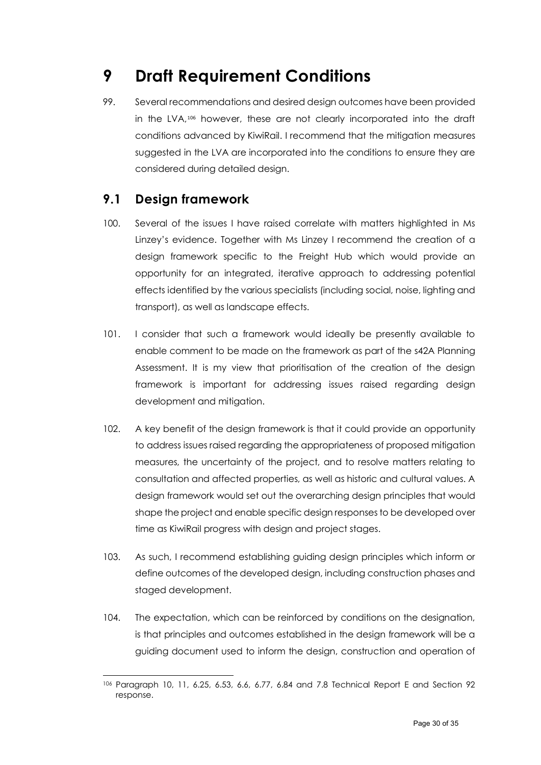# 9 Draft Requirement Conditions

99. Several recommendations and desired design outcomes have been provided in the LVA,[106] however, these are not clearly incorporated into the draft conditions advanced by KiwiRail. I recommend that the mitigation measures suggested in the LVA are incorporated into the conditions to ensure they are considered during detailed design.

## 9.1 Design framework

100. Several of the issues I have raised correlate with matters highlighted in Ms Linzey's evidence. Together with Ms Linzey I recommend the creation of a design framework specific to the Freight Hub which would provide an opportunity for an integrated, iterative approach to addressing potential effects identified by the various specialists (including social, noise, lighting and transport), as well as landscape effects.

101. I consider that such a framework would ideally be presently available to enable comment to be made on the framework as part of the s42A Planning Assessment. It is my view that prioritisation of the creation of the design framework is important for addressing issues raised regarding design development and mitigation.

102. A key benefit of the design framework is that it could provide an opportunity to address issues raised regarding the appropriateness of proposed mitigation measures, the uncertainty of the project, and to resolve matters relating to consultation and affected properties, as well as historic and cultural values. A design framework would set out the overarching design principles that would shape the project and enable specific design responses to be developed over time as KiwiRail progress with design and project stages.

103. As such, I recommend establishing guiding design principles which inform or define outcomes of the developed design, including construction phases and staged development.

104. The expectation, which can be reinforced by conditions on the designation, is that principles and outcomes established in the design framework will be a guiding document used to inform the design, construction and operation of

[106] Paragraph 10, 11, 6.25, 6.53, 6.6, 6.77, 6.84 and 7.8 Technical Report E and Section 92 response.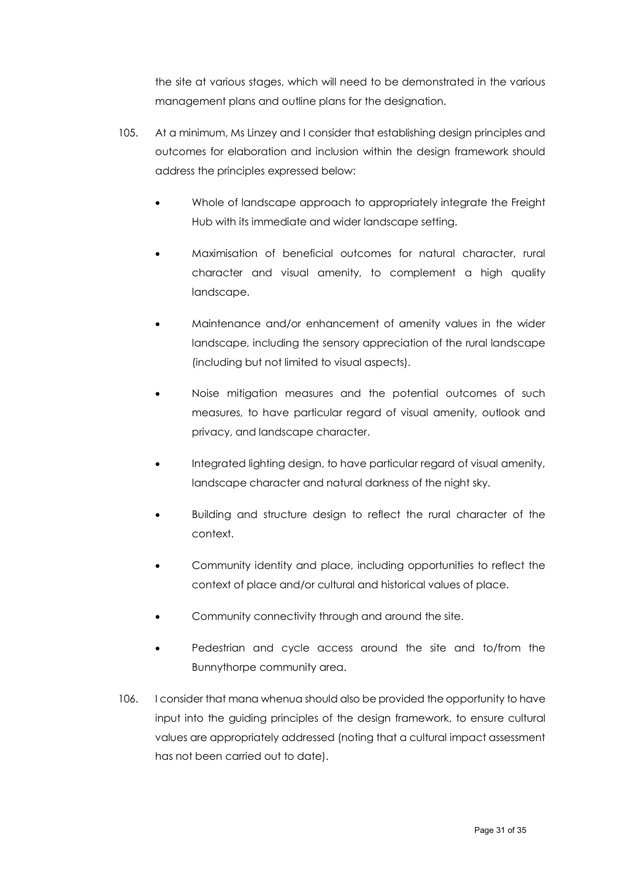the site at various stages, which will need to be demonstrated in the various management plans and outline plans for the designation.

105. At a minimum, Ms Linzey and I consider that establishing design principles and outcomes for elaboration and inclusion within the design framework should address the principles expressed below:

- Whole of landscape approach to appropriately integrate the Freight Hub with its immediate and wider landscape setting.
- Maximisation of beneficial outcomes for natural character, rural character and visual amenity, to complement a high quality landscape.
- Maintenance and/or enhancement of amenity values in the wider landscape, including the sensory appreciation of the rural landscape (including but not limited to visual aspects).
- Noise mitigation measures and the potential outcomes of such measures, to have particular regard of visual amenity, outlook and privacy, and landscape character.
- Integrated lighting design, to have particular regard of visual amenity, landscape character and natural darkness of the night sky.
- Building and structure design to reflect the rural character of the context.
- Community identity and place, including opportunities to reflect the context of place and/or cultural and historical values of place.
- Community connectivity through and around the site.
- Pedestrian and cycle access around the site and to/from the Bunnythorpe community area.

106. I consider that mana whenua should also be provided the opportunity to have input into the guiding principles of the design framework, to ensure cultural values are appropriately addressed (noting that a cultural impact assessment has not been carried out to date).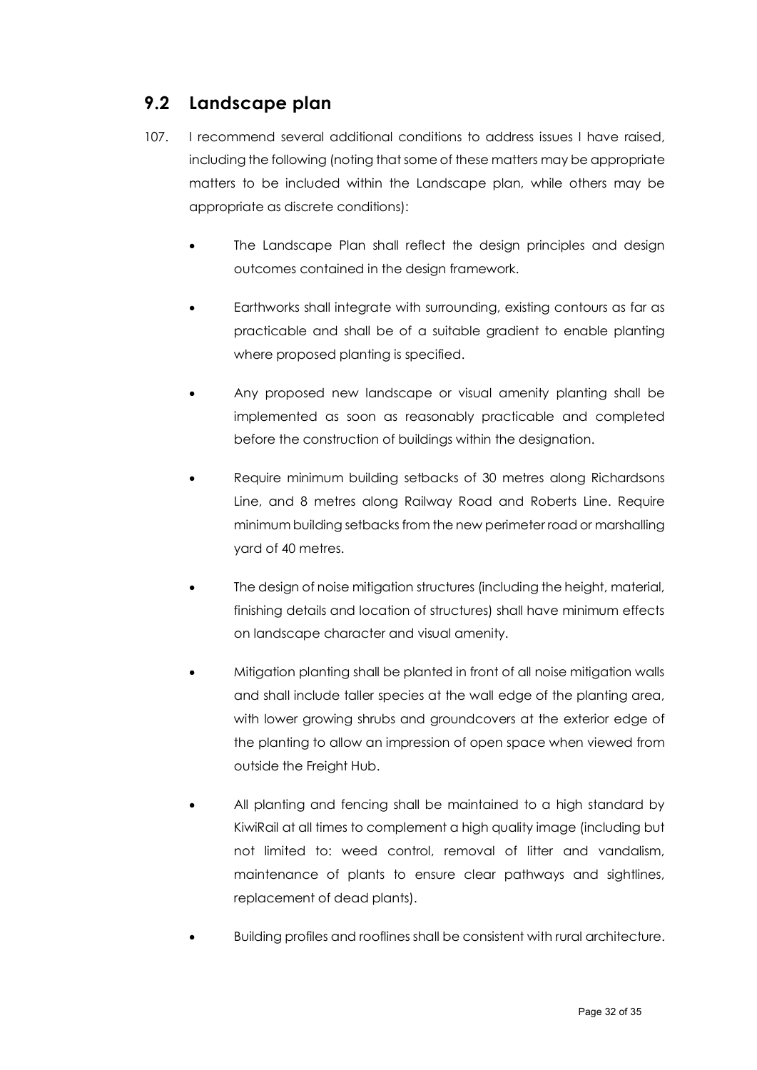## 9.2 Landscape plan

107. I recommend several additional conditions to address issues I have raised, including the following (noting that some of these matters may be appropriate matters to be included within the Landscape plan, while others may be appropriate as discrete conditions):

- The Landscape Plan shall reflect the design principles and design outcomes contained in the design framework.
- Earthworks shall integrate with surrounding, existing contours as far as practicable and shall be of a suitable gradient to enable planting where proposed planting is specified.
- Any proposed new landscape or visual amenity planting shall be implemented as soon as reasonably practicable and completed before the construction of buildings within the designation.
- Require minimum building setbacks of 30 metres along Richardsons Line, and 8 metres along Railway Road and Roberts Line. Require minimum building setbacks from the new perimeter road or marshalling yard of 40 metres.
- The design of noise mitigation structures (including the height, material, finishing details and location of structures) shall have minimum effects on landscape character and visual amenity.
- Mitigation planting shall be planted in front of all noise mitigation walls and shall include taller species at the wall edge of the planting area, with lower growing shrubs and groundcovers at the exterior edge of the planting to allow an impression of open space when viewed from outside the Freight Hub.
- All planting and fencing shall be maintained to a high standard by KiwiRail at all times to complement a high quality image (including but not limited to: weed control, removal of litter and vandalism, maintenance of plants to ensure clear pathways and sightlines, replacement of dead plants).
- Building profiles and rooflines shall be consistent with rural architecture.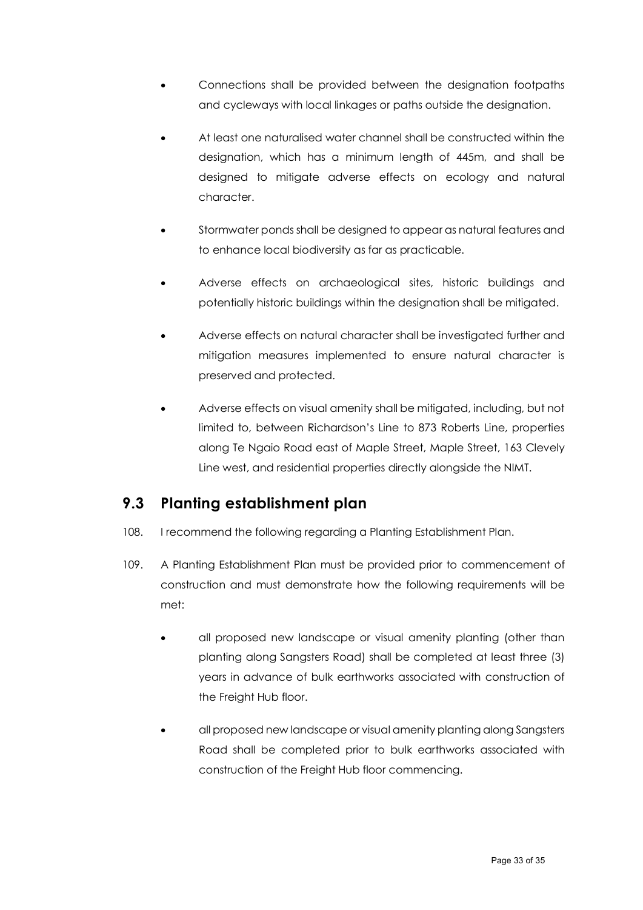- Connections shall be provided between the designation footpaths and cycleways with local linkages or paths outside the designation.
- At least one naturalised water channel shall be constructed within the designation, which has a minimum length of 445m, and shall be designed to mitigate adverse effects on ecology and natural character.
- Stormwater ponds shall be designed to appear as natural features and to enhance local biodiversity as far as practicable.
- Adverse effects on archaeological sites, historic buildings and potentially historic buildings within the designation shall be mitigated.
- Adverse effects on natural character shall be investigated further and mitigation measures implemented to ensure natural character is preserved and protected.
- Adverse effects on visual amenity shall be mitigated, including, but not limited to, between Richardson's Line to 873 Roberts Line, properties along Te Ngaio Road east of Maple Street, Maple Street, 163 Clevely Line west, and residential properties directly alongside the NIMT.

## 9.3 Planting establishment plan

108. I recommend the following regarding a Planting Establishment Plan.

109. A Planting Establishment Plan must be provided prior to commencement of construction and must demonstrate how the following requirements will be met:

    - all proposed new landscape or visual amenity planting (other than planting along Sangsters Road) shall be completed at least three (3) years in advance of bulk earthworks associated with construction of the Freight Hub floor.
    - all proposed new landscape or visual amenity planting along Sangsters Road shall be completed prior to bulk earthworks associated with construction of the Freight Hub floor commencing.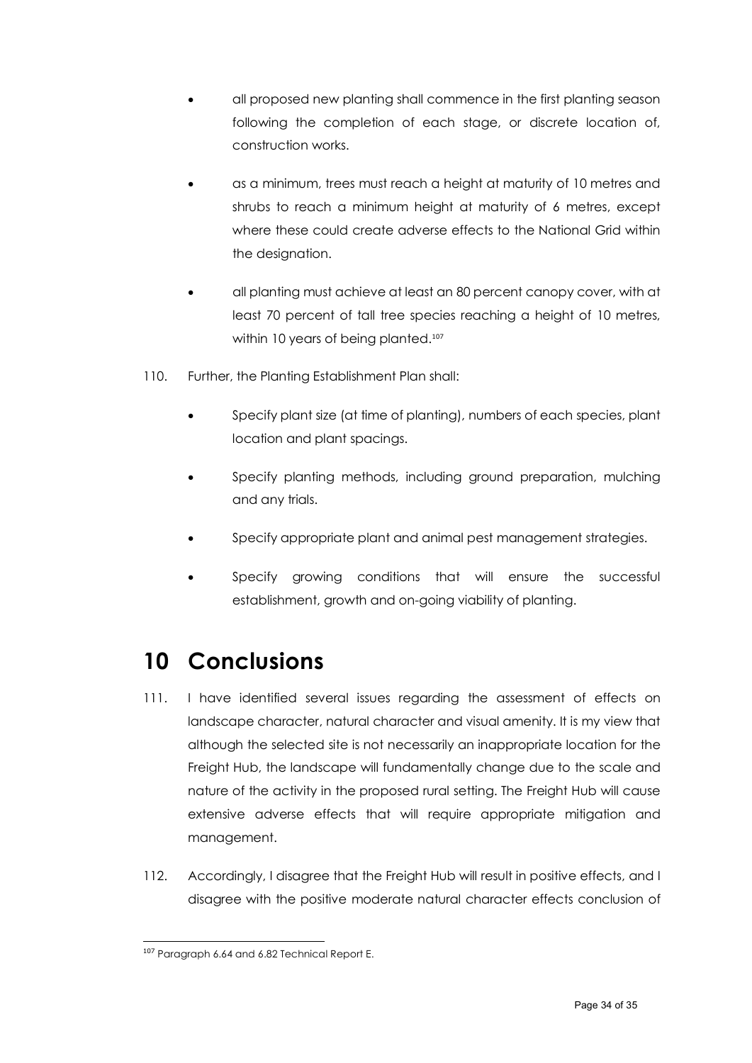- all proposed new planting shall commence in the first planting season following the completion of each stage, or discrete location of, construction works.
- as a minimum, trees must reach a height at maturity of 10 metres and shrubs to reach a minimum height at maturity of 6 metres, except where these could create adverse effects to the National Grid within the designation.
- all planting must achieve at least an 80 percent canopy cover, with at least 70 percent of tall tree species reaching a height of 10 metres, within 10 years of being planted.[107]

110. Further, the Planting Establishment Plan shall:

- Specify plant size (at time of planting), numbers of each species, plant location and plant spacings.
- Specify planting methods, including ground preparation, mulching and any trials.
- Specify appropriate plant and animal pest management strategies.
- Specify growing conditions that will ensure the successful establishment, growth and on-going viability of planting.

# 10 Conclusions

111. I have identified several issues regarding the assessment of effects on landscape character, natural character and visual amenity. It is my view that although the selected site is not necessarily an inappropriate location for the Freight Hub, the landscape will fundamentally change due to the scale and nature of the activity in the proposed rural setting. The Freight Hub will cause extensive adverse effects that will require appropriate mitigation and management.

112. Accordingly, I disagree that the Freight Hub will result in positive effects, and I disagree with the positive moderate natural character effects conclusion of

[107] Paragraph 6.64 and 6.82 Technical Report E.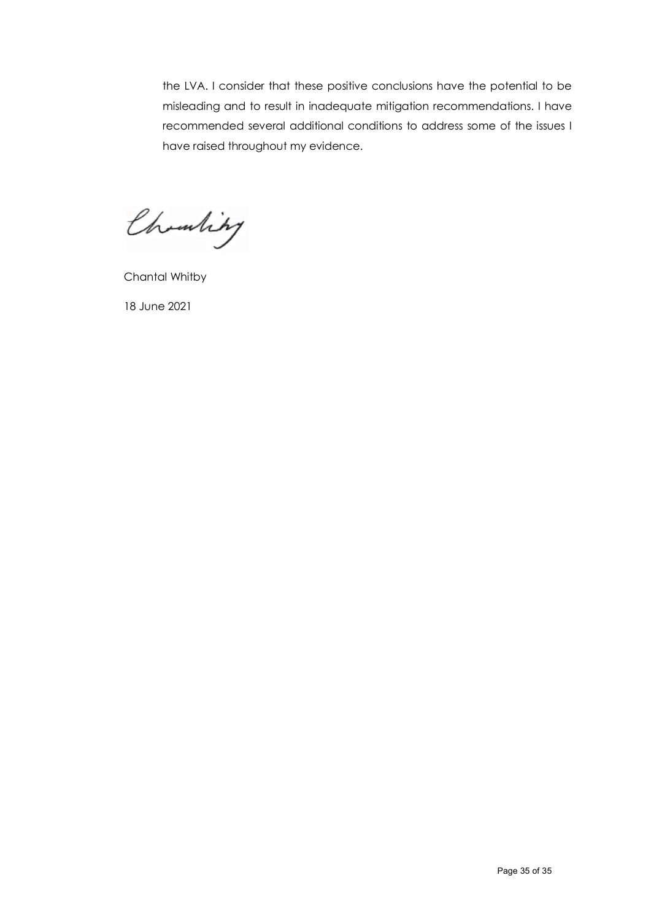the LVA. I consider that these positive conclusions have the potential to be misleading and to result in inadequate mitigation recommendations. I have recommended several additional conditions to address some of the issues I have raised throughout my evidence.

Chantal Whitby

18 June 2021